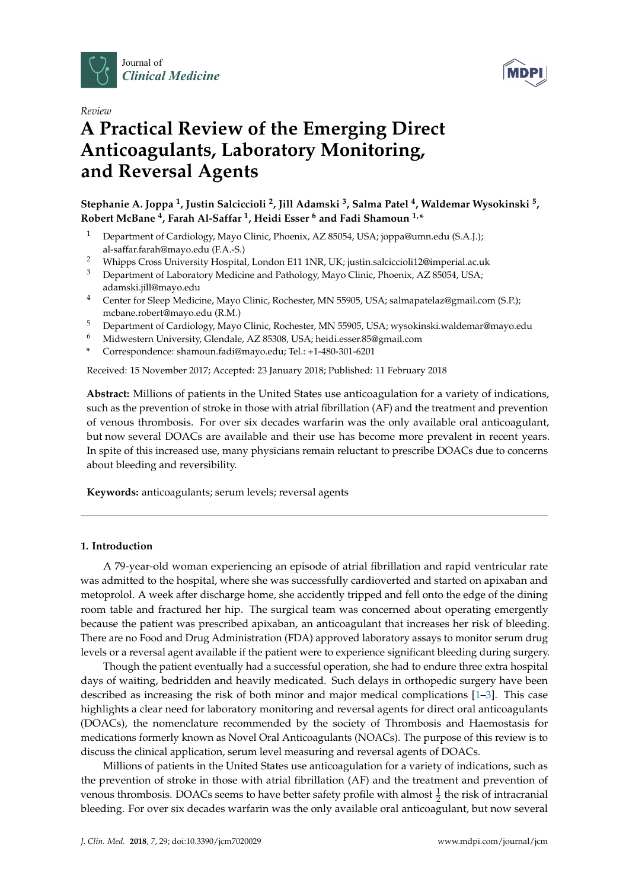Review

# A Practical Review of the Emerging Direct Anticoagulants, Laboratory Monitoring, and Reversal Agents

**Stephanie A. Joppa [1], Justin Salciccioli [2], Jill Adamski [3], Salma Patel [4], Waldemar Wysokinski [5], Robert McBane [4], Farah Al-Saffar [1], Heidi Esser [6] and Fadi Shamoun [1,*]**

[1] Department of Cardiology, Mayo Clinic, Phoenix, AZ 85054, USA; joppa@umn.edu (S.A.J.); al-saffar.farah@mayo.edu (F.A.-S.)
[2] Whipps Cross University Hospital, London E11 1NR, UK; justin.salciccioli12@imperial.ac.uk
[3] Department of Laboratory Medicine and Pathology, Mayo Clinic, Phoenix, AZ 85054, USA; adamski.jill@mayo.edu
[4] Center for Sleep Medicine, Mayo Clinic, Rochester, MN 55905, USA; salmapatelaz@gmail.com (S.P.); mcbane.robert@mayo.edu (R.M.)
[5] Department of Cardiology, Mayo Clinic, Rochester, MN 55905, USA; wysokinski.waldemar@mayo.edu
[6] Midwestern University, Glendale, AZ 85308, USA; heidi.esser.85@gmail.com
* Correspondence: shamoun.fadi@mayo.edu; Tel.: +1-480-301-6201

Received: 15 November 2017; Accepted: 23 January 2018; Published: 11 February 2018

**Abstract:** Millions of patients in the United States use anticoagulation for a variety of indications, such as the prevention of stroke in those with atrial fibrillation (AF) and the treatment and prevention of venous thrombosis. For over six decades warfarin was the only available oral anticoagulant, but now several DOACs are available and their use has become more prevalent in recent years. In spite of this increased use, many physicians remain reluctant to prescribe DOACs due to concerns about bleeding and reversibility.

**Keywords:** anticoagulants; serum levels; reversal agents

## 1. Introduction

A 79-year-old woman experiencing an episode of atrial fibrillation and rapid ventricular rate was admitted to the hospital, where she was successfully cardioverted and started on apixaban and metoprolol. A week after discharge home, she accidently tripped and fell onto the edge of the dining room table and fractured her hip. The surgical team was concerned about operating emergently because the patient was prescribed apixaban, an anticoagulant that increases her risk of bleeding. There are no Food and Drug Administration (FDA) approved laboratory assays to monitor serum drug levels or a reversal agent available if the patient were to experience significant bleeding during surgery.

Though the patient eventually had a successful operation, she had to endure three extra hospital days of waiting, bedridden and heavily medicated. Such delays in orthopedic surgery have been described as increasing the risk of both minor and major medical complications [1–3]. This case highlights a clear need for laboratory monitoring and reversal agents for direct oral anticoagulants (DOACs), the nomenclature recommended by the society of Thrombosis and Haemostasis for medications formerly known as Novel Oral Anticoagulants (NOACs). The purpose of this review is to discuss the clinical application, serum level measuring and reversal agents of DOACs.

Millions of patients in the United States use anticoagulation for a variety of indications, such as the prevention of stroke in those with atrial fibrillation (AF) and the treatment and prevention of venous thrombosis. DOACs seems to have better safety profile with almost $\frac{1}{2}$ the risk of intracranial bleeding. For over six decades warfarin was the only available oral anticoagulant, but now several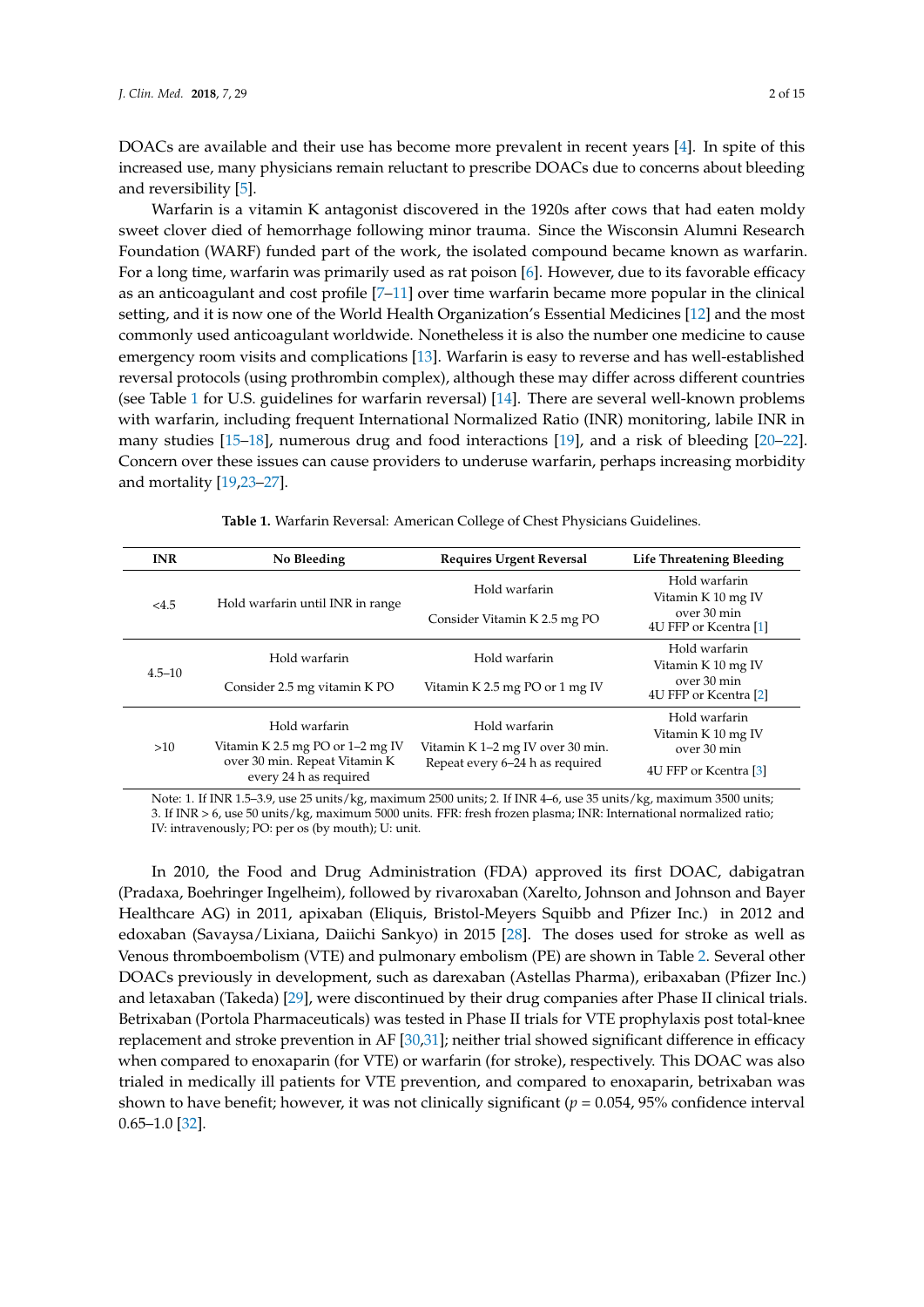DOACs are available and their use has become more prevalent in recent years [4]. In spite of this increased use, many physicians remain reluctant to prescribe DOACs due to concerns about bleeding and reversibility [5].

Warfarin is a vitamin K antagonist discovered in the 1920s after cows that had eaten moldy sweet clover died of hemorrhage following minor trauma. Since the Wisconsin Alumni Research Foundation (WARF) funded part of the work, the isolated compound became known as warfarin. For a long time, warfarin was primarily used as rat poison [6]. However, due to its favorable efficacy as an anticoagulant and cost profile [7–11] over time warfarin became more popular in the clinical setting, and it is now one of the World Health Organization's Essential Medicines [12] and the most commonly used anticoagulant worldwide. Nonetheless it is also the number one medicine to cause emergency room visits and complications [13]. Warfarin is easy to reverse and has well-established reversal protocols (using prothrombin complex), although these may differ across different countries (see Table 1 for U.S. guidelines for warfarin reversal) [14]. There are several well-known problems with warfarin, including frequent International Normalized Ratio (INR) monitoring, labile INR in many studies [15–18], numerous drug and food interactions [19], and a risk of bleeding [20–22]. Concern over these issues can cause providers to underuse warfarin, perhaps increasing morbidity and mortality [19,23–27].

**Table 1.** Warfarin Reversal: American College of Chest Physicians Guidelines.

| INR | No Bleeding | Requires Urgent Reversal | Life Threatening Bleeding |
|---|---|---|---|
| <4.5 | Hold warfarin until INR in range | Hold warfarin<br>Consider Vitamin K 2.5 mg PO | Hold warfarin<br>Vitamin K 10 mg IV over 30 min<br>4U FFP or Kcentra [1] |
| 4.5–10 | Hold warfarin<br>Consider 2.5 mg vitamin K PO | Hold warfarin<br>Vitamin K 2.5 mg PO or 1 mg IV | Hold warfarin<br>Vitamin K 10 mg IV over 30 min<br>4U FFP or Kcentra [2] |
| >10 | Hold warfarin<br>Vitamin K 2.5 mg PO or 1–2 mg IV over 30 min. Repeat Vitamin K every 24 h as required | Hold warfarin<br>Vitamin K 1–2 mg IV over 30 min. Repeat every 6–24 h as required | Hold warfarin<br>Vitamin K 10 mg IV over 30 min<br>4U FFP or Kcentra [3] |

Note: 1. If INR 1.5–3.9, use 25 units/kg, maximum 2500 units; 2. If INR 4–6, use 35 units/kg, maximum 3500 units; 3. If INR > 6, use 50 units/kg, maximum 5000 units. FFR: fresh frozen plasma; INR: International normalized ratio; IV: intravenously; PO: per os (by mouth); U: unit.

In 2010, the Food and Drug Administration (FDA) approved its first DOAC, dabigatran (Pradaxa, Boehringer Ingelheim), followed by rivaroxaban (Xarelto, Johnson and Johnson and Bayer Healthcare AG) in 2011, apixaban (Eliquis, Bristol-Meyers Squibb and Pfizer Inc.) in 2012 and edoxaban (Savaysa/Lixiana, Daiichi Sankyo) in 2015 [28]. The doses used for stroke as well as Venous thromboembolism (VTE) and pulmonary embolism (PE) are shown in Table 2. Several other DOACs previously in development, such as darexaban (Astellas Pharma), eribaxaban (Pfizer Inc.) and letaxaban (Takeda) [29], were discontinued by their drug companies after Phase II clinical trials. Betrixaban (Portola Pharmaceuticals) was tested in Phase II trials for VTE prophylaxis post total-knee replacement and stroke prevention in AF [30,31]; neither trial showed significant difference in efficacy when compared to enoxaparin (for VTE) or warfarin (for stroke), respectively. This DOAC was also trialed in medically ill patients for VTE prevention, and compared to enoxaparin, betrixaban was shown to have benefit; however, it was not clinically significant ($p = 0.054$, 95% confidence interval 0.65–1.0 [32].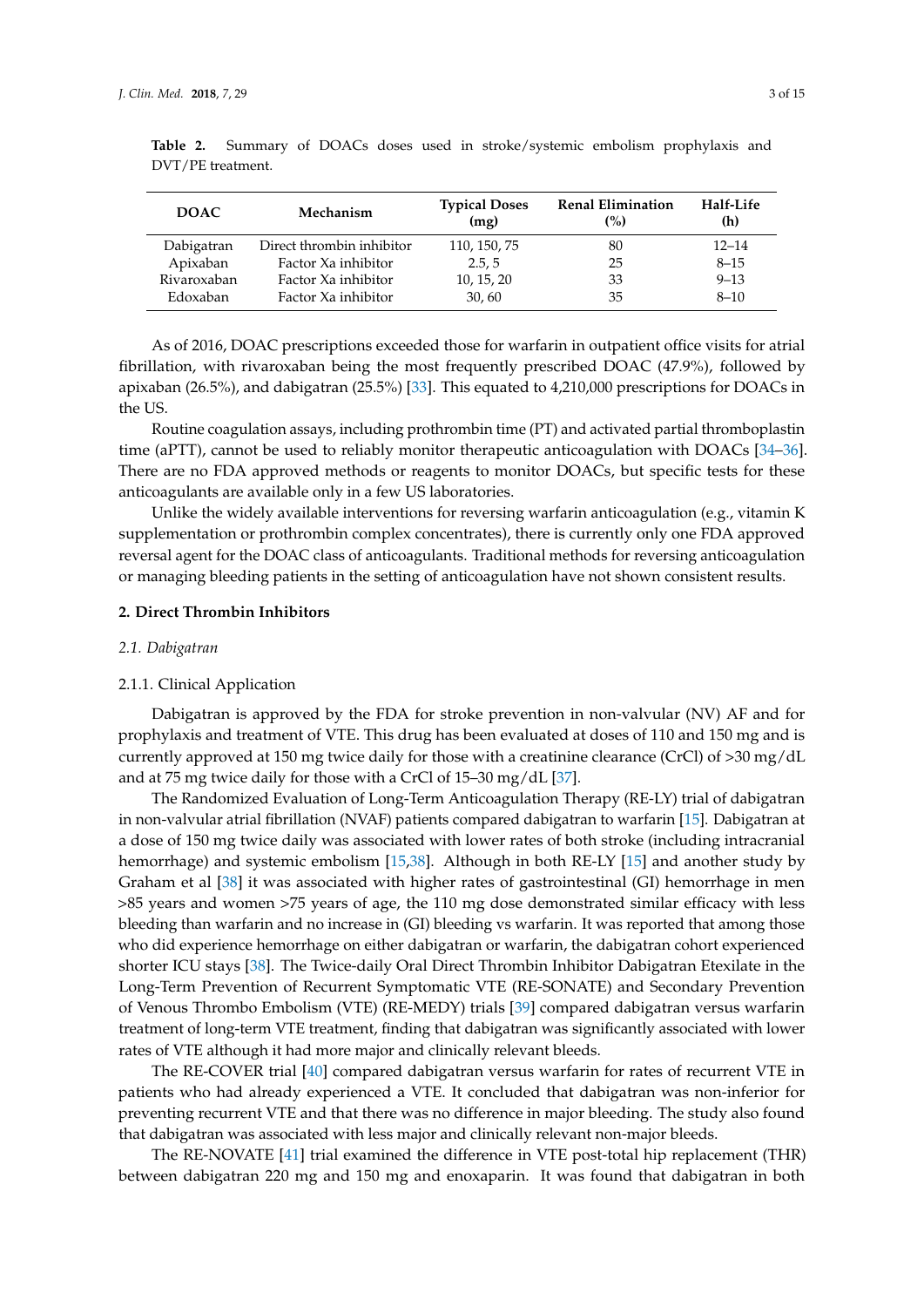**Table 2.** Summary of DOACs doses used in stroke/systemic embolism prophylaxis and DVT/PE treatment.

| DOAC | Mechanism | Typical Doses (mg) | Renal Elimination (%) | Half-Life (h) |
|---|---|---|---|---|
| Dabigatran | Direct thrombin inhibitor | 110, 150, 75 | 80 | 12–14 |
| Apixaban | Factor Xa inhibitor | 2.5, 5 | 25 | 8–15 |
| Rivaroxaban | Factor Xa inhibitor | 10, 15, 20 | 33 | 9–13 |
| Edoxaban | Factor Xa inhibitor | 30, 60 | 35 | 8–10 |

As of 2016, DOAC prescriptions exceeded those for warfarin in outpatient office visits for atrial fibrillation, with rivaroxaban being the most frequently prescribed DOAC (47.9%), followed by apixaban (26.5%), and dabigatran (25.5%) [33]. This equated to 4,210,000 prescriptions for DOACs in the US.

Routine coagulation assays, including prothrombin time (PT) and activated partial thromboplastin time (aPTT), cannot be used to reliably monitor therapeutic anticoagulation with DOACs [34–36]. There are no FDA approved methods or reagents to monitor DOACs, but specific tests for these anticoagulants are available only in a few US laboratories.

Unlike the widely available interventions for reversing warfarin anticoagulation (e.g., vitamin K supplementation or prothrombin complex concentrates), there is currently only one FDA approved reversal agent for the DOAC class of anticoagulants. Traditional methods for reversing anticoagulation or managing bleeding patients in the setting of anticoagulation have not shown consistent results.

## 2. Direct Thrombin Inhibitors

### *2.1. Dabigatran*

#### 2.1.1. Clinical Application

Dabigatran is approved by the FDA for stroke prevention in non-valvular (NV) AF and for prophylaxis and treatment of VTE. This drug has been evaluated at doses of 110 and 150 mg and is currently approved at 150 mg twice daily for those with a creatinine clearance (CrCl) of >30 mg/dL and at 75 mg twice daily for those with a CrCl of 15–30 mg/dL [37].

The Randomized Evaluation of Long-Term Anticoagulation Therapy (RE-LY) trial of dabigatran in non-valvular atrial fibrillation (NVAF) patients compared dabigatran to warfarin [15]. Dabigatran at a dose of 150 mg twice daily was associated with lower rates of both stroke (including intracranial hemorrhage) and systemic embolism [15,38]. Although in both RE-LY [15] and another study by Graham et al [38] it was associated with higher rates of gastrointestinal (GI) hemorrhage in men >85 years and women >75 years of age, the 110 mg dose demonstrated similar efficacy with less bleeding than warfarin and no increase in (GI) bleeding vs warfarin. It was reported that among those who did experience hemorrhage on either dabigatran or warfarin, the dabigatran cohort experienced shorter ICU stays [38]. The Twice-daily Oral Direct Thrombin Inhibitor Dabigatran Etexilate in the Long-Term Prevention of Recurrent Symptomatic VTE (RE-SONATE) and Secondary Prevention of Venous Thrombo Embolism (VTE) (RE-MEDY) trials [39] compared dabigatran versus warfarin treatment of long-term VTE treatment, finding that dabigatran was significantly associated with lower rates of VTE although it had more major and clinically relevant bleeds.

The RE-COVER trial [40] compared dabigatran versus warfarin for rates of recurrent VTE in patients who had already experienced a VTE. It concluded that dabigatran was non-inferior for preventing recurrent VTE and that there was no difference in major bleeding. The study also found that dabigatran was associated with less major and clinically relevant non-major bleeds.

The RE-NOVATE [41] trial examined the difference in VTE post-total hip replacement (THR) between dabigatran 220 mg and 150 mg and enoxaparin. It was found that dabigatran in both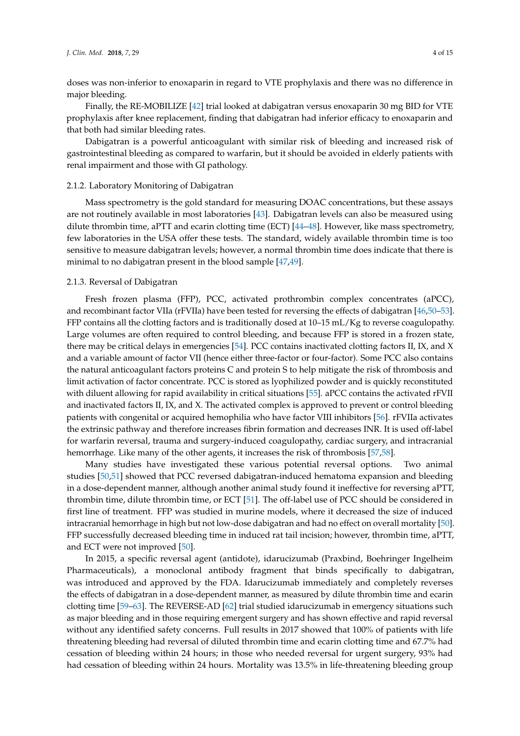doses was non-inferior to enoxaparin in regard to VTE prophylaxis and there was no difference in major bleeding.

Finally, the RE-MOBILIZE [42] trial looked at dabigatran versus enoxaparin 30 mg BID for VTE prophylaxis after knee replacement, finding that dabigatran had inferior efficacy to enoxaparin and that both had similar bleeding rates.

Dabigatran is a powerful anticoagulant with similar risk of bleeding and increased risk of gastrointestinal bleeding as compared to warfarin, but it should be avoided in elderly patients with renal impairment and those with GI pathology.

#### 2.1.2. Laboratory Monitoring of Dabigatran

Mass spectrometry is the gold standard for measuring DOAC concentrations, but these assays are not routinely available in most laboratories [43]. Dabigatran levels can also be measured using dilute thrombin time, aPTT and ecarin clotting time (ECT) [44–48]. However, like mass spectrometry, few laboratories in the USA offer these tests. The standard, widely available thrombin time is too sensitive to measure dabigatran levels; however, a normal thrombin time does indicate that there is minimal to no dabigatran present in the blood sample [47,49].

#### 2.1.3. Reversal of Dabigatran

Fresh frozen plasma (FFP), PCC, activated prothrombin complex concentrates (aPCC), and recombinant factor VIIa (rFVIIa) have been tested for reversing the effects of dabigatran [46,50–53]. FFP contains all the clotting factors and is traditionally dosed at 10–15 mL/Kg to reverse coagulopathy. Large volumes are often required to control bleeding, and because FFP is stored in a frozen state, there may be critical delays in emergencies [54]. PCC contains inactivated clotting factors II, IX, and X and a variable amount of factor VII (hence either three-factor or four-factor). Some PCC also contains the natural anticoagulant factors proteins C and protein S to help mitigate the risk of thrombosis and limit activation of factor concentrate. PCC is stored as lyophilized powder and is quickly reconstituted with diluent allowing for rapid availability in critical situations [55]. aPCC contains the activated rFVII and inactivated factors II, IX, and X. The activated complex is approved to prevent or control bleeding patients with congenital or acquired hemophilia who have factor VIII inhibitors [56]. rFVIIa activates the extrinsic pathway and therefore increases fibrin formation and decreases INR. It is used off-label for warfarin reversal, trauma and surgery-induced coagulopathy, cardiac surgery, and intracranial hemorrhage. Like many of the other agents, it increases the risk of thrombosis [57,58].

Many studies have investigated these various potential reversal options. Two animal studies [50,51] showed that PCC reversed dabigatran-induced hematoma expansion and bleeding in a dose-dependent manner, although another animal study found it ineffective for reversing aPTT, thrombin time, dilute thrombin time, or ECT [51]. The off-label use of PCC should be considered in first line of treatment. FFP was studied in murine models, where it decreased the size of induced intracranial hemorrhage in high but not low-dose dabigatran and had no effect on overall mortality [50]. FFP successfully decreased bleeding time in induced rat tail incision; however, thrombin time, aPTT, and ECT were not improved [50].

In 2015, a specific reversal agent (antidote), idarucizumab (Praxbind, Boehringer Ingelheim Pharmaceuticals), a monoclonal antibody fragment that binds specifically to dabigatran, was introduced and approved by the FDA. Idarucizumab immediately and completely reverses the effects of dabigatran in a dose-dependent manner, as measured by dilute thrombin time and ecarin clotting time [59–63]. The REVERSE-AD [62] trial studied idarucizumab in emergency situations such as major bleeding and in those requiring emergent surgery and has shown effective and rapid reversal without any identified safety concerns. Full results in 2017 showed that 100% of patients with life threatening bleeding had reversal of diluted thrombin time and ecarin clotting time and 67.7% had cessation of bleeding within 24 hours; in those who needed reversal for urgent surgery, 93% had had cessation of bleeding within 24 hours. Mortality was 13.5% in life-threatening bleeding group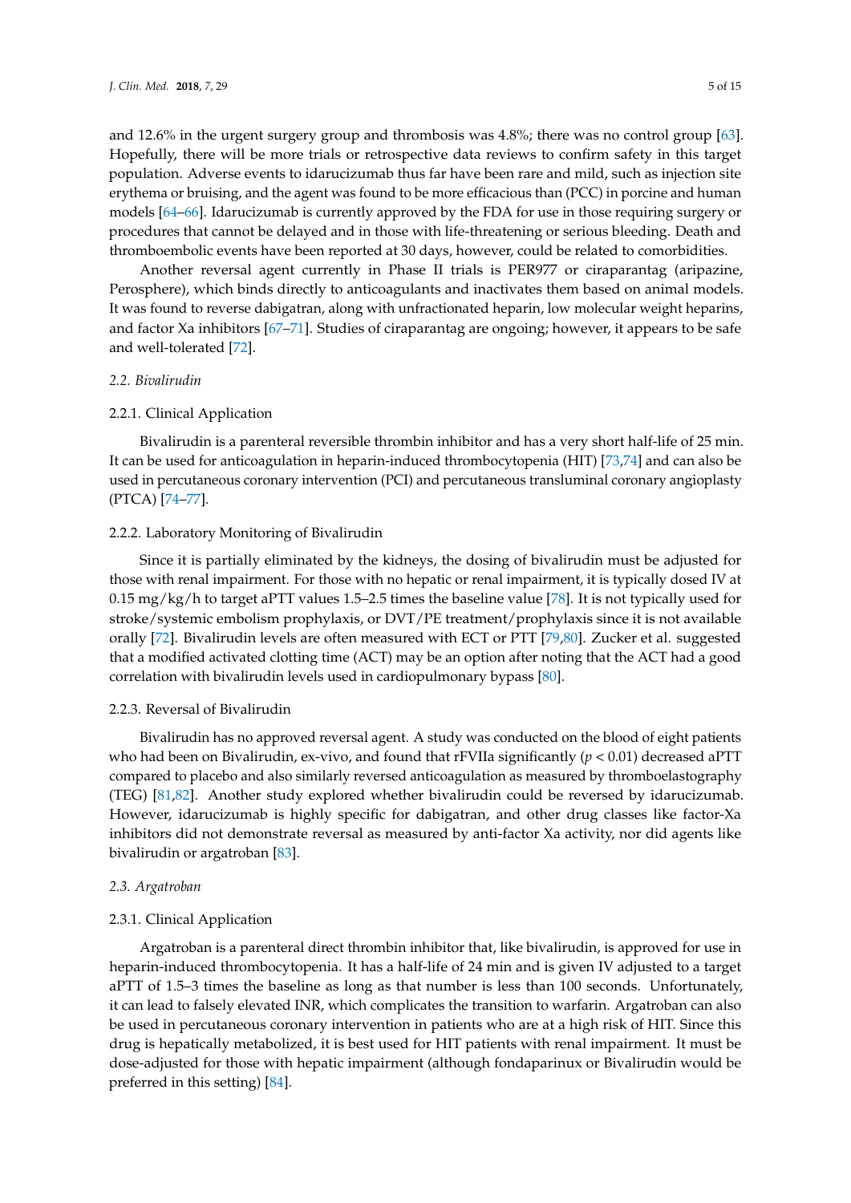and 12.6% in the urgent surgery group and thrombosis was 4.8%; there was no control group [63]. Hopefully, there will be more trials or retrospective data reviews to confirm safety in this target population. Adverse events to idarucizumab thus far have been rare and mild, such as injection site erythema or bruising, and the agent was found to be more efficacious than (PCC) in porcine and human models [64–66]. Idarucizumab is currently approved by the FDA for use in those requiring surgery or procedures that cannot be delayed and in those with life-threatening or serious bleeding. Death and thromboembolic events have been reported at 30 days, however, could be related to comorbidities.

Another reversal agent currently in Phase II trials is PER977 or ciraparantag (aripazine, Perosphere), which binds directly to anticoagulants and inactivates them based on animal models. It was found to reverse dabigatran, along with unfractionated heparin, low molecular weight heparins, and factor Xa inhibitors [67–71]. Studies of ciraparantag are ongoing; however, it appears to be safe and well-tolerated [72].

## *2.2. Bivalirudin*

### 2.2.1. Clinical Application

Bivalirudin is a parenteral reversible thrombin inhibitor and has a very short half-life of 25 min. It can be used for anticoagulation in heparin-induced thrombocytopenia (HIT) [73,74] and can also be used in percutaneous coronary intervention (PCI) and percutaneous transluminal coronary angioplasty (PTCA) [74–77].

### 2.2.2. Laboratory Monitoring of Bivalirudin

Since it is partially eliminated by the kidneys, the dosing of bivalirudin must be adjusted for those with renal impairment. For those with no hepatic or renal impairment, it is typically dosed IV at 0.15 mg/kg/h to target aPTT values 1.5–2.5 times the baseline value [78]. It is not typically used for stroke/systemic embolism prophylaxis, or DVT/PE treatment/prophylaxis since it is not available orally [72]. Bivalirudin levels are often measured with ECT or PTT [79,80]. Zucker et al. suggested that a modified activated clotting time (ACT) may be an option after noting that the ACT had a good correlation with bivalirudin levels used in cardiopulmonary bypass [80].

### 2.2.3. Reversal of Bivalirudin

Bivalirudin has no approved reversal agent. A study was conducted on the blood of eight patients who had been on Bivalirudin, ex-vivo, and found that rFVIIa significantly ($p < 0.01$) decreased aPTT compared to placebo and also similarly reversed anticoagulation as measured by thromboelastography (TEG) [81,82]. Another study explored whether bivalirudin could be reversed by idarucizumab. However, idarucizumab is highly specific for dabigatran, and other drug classes like factor-Xa inhibitors did not demonstrate reversal as measured by anti-factor Xa activity, nor did agents like bivalirudin or argatroban [83].

## *2.3. Argatroban*

### 2.3.1. Clinical Application

Argatroban is a parenteral direct thrombin inhibitor that, like bivalirudin, is approved for use in heparin-induced thrombocytopenia. It has a half-life of 24 min and is given IV adjusted to a target aPTT of 1.5–3 times the baseline as long as that number is less than 100 seconds. Unfortunately, it can lead to falsely elevated INR, which complicates the transition to warfarin. Argatroban can also be used in percutaneous coronary intervention in patients who are at a high risk of HIT. Since this drug is hepatically metabolized, it is best used for HIT patients with renal impairment. It must be dose-adjusted for those with hepatic impairment (although fondaparinux or Bivalirudin would be preferred in this setting) [84].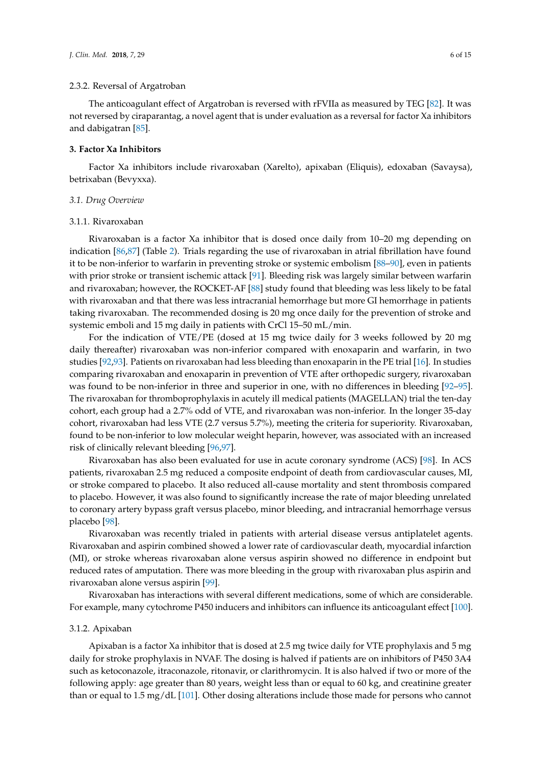#### 2.3.2. Reversal of Argatroban

The anticoagulant effect of Argatroban is reversed with rFVIIa as measured by TEG [82]. It was not reversed by ciraparantag, a novel agent that is under evaluation as a reversal for factor Xa inhibitors and dabigatran [85].

## 3. Factor Xa Inhibitors

Factor Xa inhibitors include rivaroxaban (Xarelto), apixaban (Eliquis), edoxaban (Savaysa), betrixaban (Bevyxxa).

### *3.1. Drug Overview*

#### 3.1.1. Rivaroxaban

Rivaroxaban is a factor Xa inhibitor that is dosed once daily from 10–20 mg depending on indication [86,87] (Table 2). Trials regarding the use of rivaroxaban in atrial fibrillation have found it to be non-inferior to warfarin in preventing stroke or systemic embolism [88–90], even in patients with prior stroke or transient ischemic attack [91]. Bleeding risk was largely similar between warfarin and rivaroxaban; however, the ROCKET-AF [88] study found that bleeding was less likely to be fatal with rivaroxaban and that there was less intracranial hemorrhage but more GI hemorrhage in patients taking rivaroxaban. The recommended dosing is 20 mg once daily for the prevention of stroke and systemic emboli and 15 mg daily in patients with CrCl 15–50 mL/min.

For the indication of VTE/PE (dosed at 15 mg twice daily for 3 weeks followed by 20 mg daily thereafter) rivaroxaban was non-inferior compared with enoxaparin and warfarin, in two studies [92,93]. Patients on rivaroxaban had less bleeding than enoxaparin in the PE trial [16]. In studies comparing rivaroxaban and enoxaparin in prevention of VTE after orthopedic surgery, rivaroxaban was found to be non-inferior in three and superior in one, with no differences in bleeding [92–95]. The rivaroxaban for thromboprophylaxis in acutely ill medical patients (MAGELLAN) trial the ten-day cohort, each group had a 2.7% odd of VTE, and rivaroxaban was non-inferior. In the longer 35-day cohort, rivaroxaban had less VTE (2.7 versus 5.7%), meeting the criteria for superiority. Rivaroxaban, found to be non-inferior to low molecular weight heparin, however, was associated with an increased risk of clinically relevant bleeding [96,97].

Rivaroxaban has also been evaluated for use in acute coronary syndrome (ACS) [98]. In ACS patients, rivaroxaban 2.5 mg reduced a composite endpoint of death from cardiovascular causes, MI, or stroke compared to placebo. It also reduced all-cause mortality and stent thrombosis compared to placebo. However, it was also found to significantly increase the rate of major bleeding unrelated to coronary artery bypass graft versus placebo, minor bleeding, and intracranial hemorrhage versus placebo [98].

Rivaroxaban was recently trialed in patients with arterial disease versus antiplatelet agents. Rivaroxaban and aspirin combined showed a lower rate of cardiovascular death, myocardial infarction (MI), or stroke whereas rivaroxaban alone versus aspirin showed no difference in endpoint but reduced rates of amputation. There was more bleeding in the group with rivaroxaban plus aspirin and rivaroxaban alone versus aspirin [99].

Rivaroxaban has interactions with several different medications, some of which are considerable. For example, many cytochrome P450 inducers and inhibitors can influence its anticoagulant effect [100].

#### 3.1.2. Apixaban

Apixaban is a factor Xa inhibitor that is dosed at 2.5 mg twice daily for VTE prophylaxis and 5 mg daily for stroke prophylaxis in NVAF. The dosing is halved if patients are on inhibitors of P450 3A4 such as ketoconazole, itraconazole, ritonavir, or clarithromycin. It is also halved if two or more of the following apply: age greater than 80 years, weight less than or equal to 60 kg, and creatinine greater than or equal to 1.5 mg/dL [101]. Other dosing alterations include those made for persons who cannot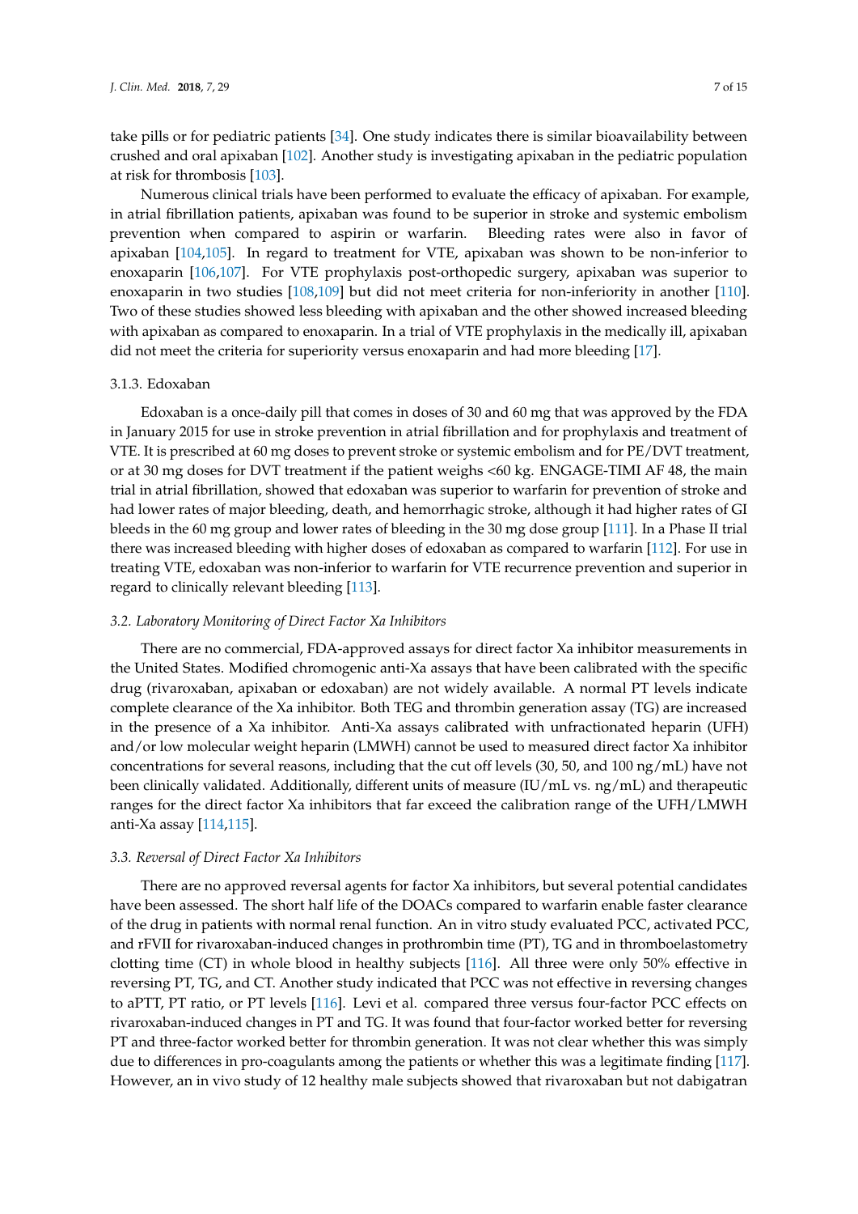take pills or for pediatric patients [34]. One study indicates there is similar bioavailability between crushed and oral apixaban [102]. Another study is investigating apixaban in the pediatric population at risk for thrombosis [103].

Numerous clinical trials have been performed to evaluate the efficacy of apixaban. For example, in atrial fibrillation patients, apixaban was found to be superior in stroke and systemic embolism prevention when compared to aspirin or warfarin. Bleeding rates were also in favor of apixaban [104,105]. In regard to treatment for VTE, apixaban was shown to be non-inferior to enoxaparin [106,107]. For VTE prophylaxis post-orthopedic surgery, apixaban was superior to enoxaparin in two studies [108,109] but did not meet criteria for non-inferiority in another [110]. Two of these studies showed less bleeding with apixaban and the other showed increased bleeding with apixaban as compared to enoxaparin. In a trial of VTE prophylaxis in the medically ill, apixaban did not meet the criteria for superiority versus enoxaparin and had more bleeding [17].

#### 3.1.3. Edoxaban

Edoxaban is a once-daily pill that comes in doses of 30 and 60 mg that was approved by the FDA in January 2015 for use in stroke prevention in atrial fibrillation and for prophylaxis and treatment of VTE. It is prescribed at 60 mg doses to prevent stroke or systemic embolism and for PE/DVT treatment, or at 30 mg doses for DVT treatment if the patient weighs <60 kg. ENGAGE-TIMI AF 48, the main trial in atrial fibrillation, showed that edoxaban was superior to warfarin for prevention of stroke and had lower rates of major bleeding, death, and hemorrhagic stroke, although it had higher rates of GI bleeds in the 60 mg group and lower rates of bleeding in the 30 mg dose group [111]. In a Phase II trial there was increased bleeding with higher doses of edoxaban as compared to warfarin [112]. For use in treating VTE, edoxaban was non-inferior to warfarin for VTE recurrence prevention and superior in regard to clinically relevant bleeding [113].

### *3.2. Laboratory Monitoring of Direct Factor Xa Inhibitors*

There are no commercial, FDA-approved assays for direct factor Xa inhibitor measurements in the United States. Modified chromogenic anti-Xa assays that have been calibrated with the specific drug (rivaroxaban, apixaban or edoxaban) are not widely available. A normal PT levels indicate complete clearance of the Xa inhibitor. Both TEG and thrombin generation assay (TG) are increased in the presence of a Xa inhibitor. Anti-Xa assays calibrated with unfractionated heparin (UFH) and/or low molecular weight heparin (LMWH) cannot be used to measured direct factor Xa inhibitor concentrations for several reasons, including that the cut off levels (30, 50, and 100 ng/mL) have not been clinically validated. Additionally, different units of measure (IU/mL vs. ng/mL) and therapeutic ranges for the direct factor Xa inhibitors that far exceed the calibration range of the UFH/LMWH anti-Xa assay [114,115].

### *3.3. Reversal of Direct Factor Xa Inhibitors*

There are no approved reversal agents for factor Xa inhibitors, but several potential candidates have been assessed. The short half life of the DOACs compared to warfarin enable faster clearance of the drug in patients with normal renal function. An in vitro study evaluated PCC, activated PCC, and rFVII for rivaroxaban-induced changes in prothrombin time (PT), TG and in thromboelastometry clotting time (CT) in whole blood in healthy subjects [116]. All three were only 50% effective in reversing PT, TG, and CT. Another study indicated that PCC was not effective in reversing changes to aPTT, PT ratio, or PT levels [116]. Levi et al. compared three versus four-factor PCC effects on rivaroxaban-induced changes in PT and TG. It was found that four-factor worked better for reversing PT and three-factor worked better for thrombin generation. It was not clear whether this was simply due to differences in pro-coagulants among the patients or whether this was a legitimate finding [117]. However, an in vivo study of 12 healthy male subjects showed that rivaroxaban but not dabigatran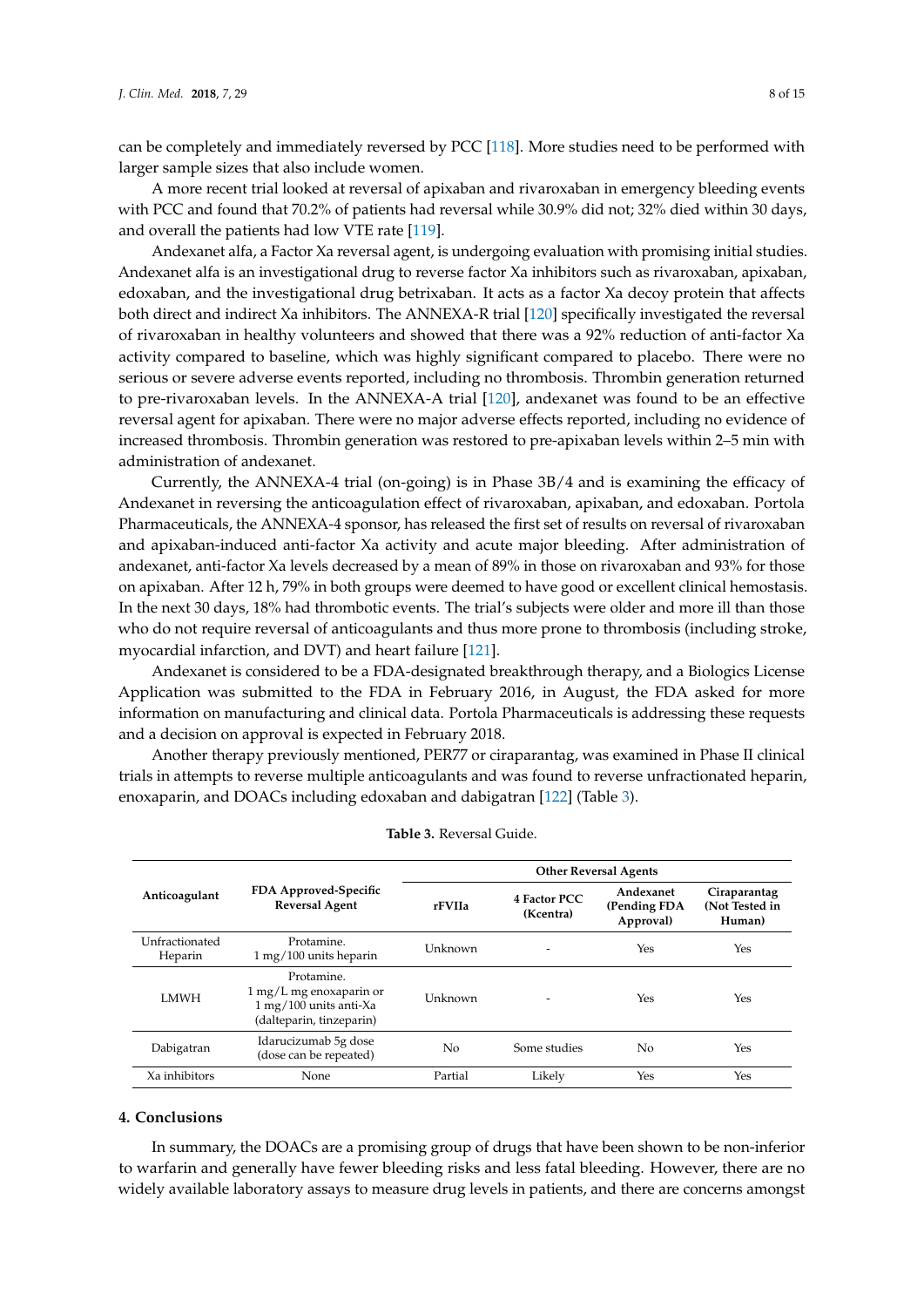can be completely and immediately reversed by PCC [118]. More studies need to be performed with larger sample sizes that also include women.

A more recent trial looked at reversal of apixaban and rivaroxaban in emergency bleeding events with PCC and found that 70.2% of patients had reversal while 30.9% did not; 32% died within 30 days, and overall the patients had low VTE rate [119].

Andexanet alfa, a Factor Xa reversal agent, is undergoing evaluation with promising initial studies. Andexanet alfa is an investigational drug to reverse factor Xa inhibitors such as rivaroxaban, apixaban, edoxaban, and the investigational drug betrixaban. It acts as a factor Xa decoy protein that affects both direct and indirect Xa inhibitors. The ANNEXA-R trial [120] specifically investigated the reversal of rivaroxaban in healthy volunteers and showed that there was a 92% reduction of anti-factor Xa activity compared to baseline, which was highly significant compared to placebo. There were no serious or severe adverse events reported, including no thrombosis. Thrombin generation returned to pre-rivaroxaban levels. In the ANNEXA-A trial [120], andexanet was found to be an effective reversal agent for apixaban. There were no major adverse effects reported, including no evidence of increased thrombosis. Thrombin generation was restored to pre-apixaban levels within 2–5 min with administration of andexanet.

Currently, the ANNEXA-4 trial (on-going) is in Phase 3B/4 and is examining the efficacy of Andexanet in reversing the anticoagulation effect of rivaroxaban, apixaban, and edoxaban. Portola Pharmaceuticals, the ANNEXA-4 sponsor, has released the first set of results on reversal of rivaroxaban and apixaban-induced anti-factor Xa activity and acute major bleeding. After administration of andexanet, anti-factor Xa levels decreased by a mean of 89% in those on rivaroxaban and 93% for those on apixaban. After 12 h, 79% in both groups were deemed to have good or excellent clinical hemostasis. In the next 30 days, 18% had thrombotic events. The trial's subjects were older and more ill than those who do not require reversal of anticoagulants and thus more prone to thrombosis (including stroke, myocardial infarction, and DVT) and heart failure [121].

Andexanet is considered to be a FDA-designated breakthrough therapy, and a Biologics License Application was submitted to the FDA in February 2016, in August, the FDA asked for more information on manufacturing and clinical data. Portola Pharmaceuticals is addressing these requests and a decision on approval is expected in February 2018.

Another therapy previously mentioned, PER77 or ciraparantag, was examined in Phase II clinical trials in attempts to reverse multiple anticoagulants and was found to reverse unfractionated heparin, enoxaparin, and DOACs including edoxaban and dabigatran [122] (Table 3).

**Table 3.** Reversal Guide.

| Anticoagulant | FDA Approved-Specific Reversal Agent | Other Reversal Agents | | | |
|---|---|---|---|---|---|
| | | rFVIIa | 4 Factor PCC (Kcentra) | Andexanet (Pending FDA Approval) | Ciraparantag (Not Tested in Human) |
| Unfractionated Heparin | Protamine. 1 mg/100 units heparin | Unknown | - | Yes | Yes |
| LMWH | Protamine. 1 mg/L mg enoxaparin or 1 mg/100 units anti-Xa (dalteparin, tinzeparin) | Unknown | - | Yes | Yes |
| Dabigatran | Idarucizumab 5g dose (dose can be repeated) | No | Some studies | No | Yes |
| Xa inhibitors | None | Partial | Likely | Yes | Yes |

## 4. Conclusions

In summary, the DOACs are a promising group of drugs that have been shown to be non-inferior to warfarin and generally have fewer bleeding risks and less fatal bleeding. However, there are no widely available laboratory assays to measure drug levels in patients, and there are concerns amongst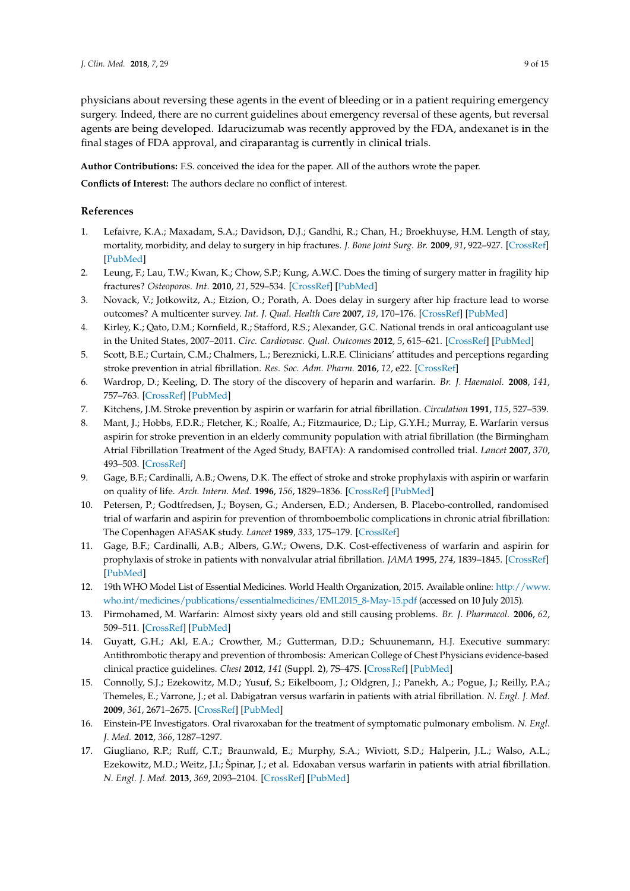physicians about reversing these agents in the event of bleeding or in a patient requiring emergency surgery. Indeed, there are no current guidelines about emergency reversal of these agents, but reversal agents are being developed. Idarucizumab was recently approved by the FDA, andexanet is in the final stages of FDA approval, and ciraparantag is currently in clinical trials.

**Author Contributions:** F.S. conceived the idea for the paper. All of the authors wrote the paper.

**Conflicts of Interest:** The authors declare no conflict of interest.

## References

1. Lefaivre, K.A.; Maxadam, S.A.; Davidson, D.J.; Gandhi, R.; Chan, H.; Broekhuyse, H.M. Length of stay, mortality, morbidity, and delay to surgery in hip fractures. *J. Bone Joint Surg. Br.* **2009**, *91*, 922–927. [CrossRef] [PubMed]
2. Leung, F.; Lau, T.W.; Kwan, K.; Chow, S.P.; Kung, A.W.C. Does the timing of surgery matter in fragility hip fractures? *Osteoporos. Int.* **2010**, *21*, 529–534. [CrossRef] [PubMed]
3. Novack, V.; Jotkowitz, A.; Etzion, O.; Porath, A. Does delay in surgery after hip fracture lead to worse outcomes? A multicenter survey. *Int. J. Qual. Health Care* **2007**, *19*, 170–176. [CrossRef] [PubMed]
4. Kirley, K.; Qato, D.M.; Kornfield, R.; Stafford, R.S.; Alexander, G.C. National trends in oral anticoagulant use in the United States, 2007–2011. *Circ. Cardiovasc. Qual. Outcomes* **2012**, *5*, 615–621. [CrossRef] [PubMed]
5. Scott, B.E.; Curtain, C.M.; Chalmers, L.; Bereznicki, L.R.E. Clinicians' attitudes and perceptions regarding stroke prevention in atrial fibrillation. *Res. Soc. Adm. Pharm.* **2016**, *12*, e22. [CrossRef]
6. Wardrop, D.; Keeling, D. The story of the discovery of heparin and warfarin. *Br. J. Haematol.* **2008**, *141*, 757–763. [CrossRef] [PubMed]
7. Kitchens, J.M. Stroke prevention by aspirin or warfarin for atrial fibrillation. *Circulation* **1991**, *115*, 527–539.
8. Mant, J.; Hobbs, F.D.R.; Fletcher, K.; Roalfe, A.; Fitzmaurice, D.; Lip, G.Y.H.; Murray, E. Warfarin versus aspirin for stroke prevention in an elderly community population with atrial fibrillation (the Birmingham Atrial Fibrillation Treatment of the Aged Study, BAFTA): A randomised controlled trial. *Lancet* **2007**, *370*, 493–503. [CrossRef]
9. Gage, B.F.; Cardinalli, A.B.; Owens, D.K. The effect of stroke and stroke prophylaxis with aspirin or warfarin on quality of life. *Arch. Intern. Med.* **1996**, *156*, 1829–1836. [CrossRef] [PubMed]
10. Petersen, P.; Godtfredsen, J.; Boysen, G.; Andersen, E.D.; Andersen, B. Placebo-controlled, randomised trial of warfarin and aspirin for prevention of thromboembolic complications in chronic atrial fibrillation: The Copenhagen AFASAK study. *Lancet* **1989**, *333*, 175–179. [CrossRef]
11. Gage, B.F.; Cardinalli, A.B.; Albers, G.W.; Owens, D.K. Cost-effectiveness of warfarin and aspirin for prophylaxis of stroke in patients with nonvalvular atrial fibrillation. *JAMA* **1995**, *274*, 1839–1845. [CrossRef] [PubMed]
12. 19th WHO Model List of Essential Medicines. World Health Organization, 2015. Available online: http://www.who.int/medicines/publications/essentialmedicines/EML2015_8-May-15.pdf (accessed on 10 July 2015).
13. Pirmohamed, M. Warfarin: Almost sixty years old and still causing problems. *Br. J. Pharmacol.* **2006**, *62*, 509–511. [CrossRef] [PubMed]
14. Guyatt, G.H.; Akl, E.A.; Crowther, M.; Gutterman, D.D.; Schuunemann, H.J. Executive summary: Antithrombotic therapy and prevention of thrombosis: American College of Chest Physicians evidence-based clinical practice guidelines. *Chest* **2012**, *141* (Suppl. 2), 7S–47S. [CrossRef] [PubMed]
15. Connolly, S.J.; Ezekowitz, M.D.; Yusuf, S.; Eikelboom, J.; Oldgren, J.; Panekh, A.; Pogue, J.; Reilly, P.A.; Themeles, E.; Varrone, J.; et al. Dabigatran versus warfarin in patients with atrial fibrillation. *N. Engl. J. Med.* **2009**, *361*, 2671–2675. [CrossRef] [PubMed]
16. Einstein-PE Investigators. Oral rivaroxaban for the treatment of symptomatic pulmonary embolism. *N. Engl. J. Med.* **2012**, *366*, 1287–1297.
17. Giugliano, R.P.; Ruff, C.T.; Braunwald, E.; Murphy, S.A.; Wiviott, S.D.; Halperin, J.L.; Walso, A.L.; Ezekowitz, M.D.; Weitz, J.I.; Špinar, J.; et al. Edoxaban versus warfarin in patients with atrial fibrillation. *N. Engl. J. Med.* **2013**, *369*, 2093–2104. [CrossRef] [PubMed]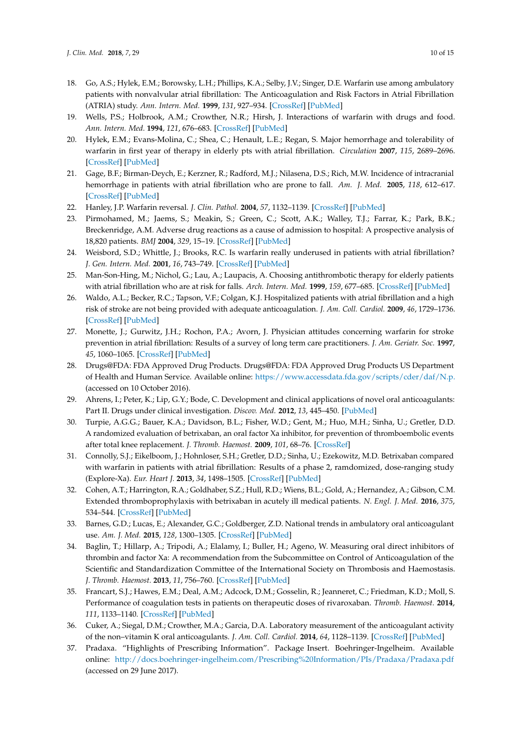18. Go, A.S.; Hylek, E.M.; Borowsky, L.H.; Phillips, K.A.; Selby, J.V.; Singer, D.E. Warfarin use among ambulatory patients with nonvalvular atrial fibrillation: The Anticoagulation and Risk Factors in Atrial Fibrillation (ATRIA) study. *Ann. Intern. Med.* **1999**, *131*, 927–934. [CrossRef] [PubMed]
19. Wells, P.S.; Holbrook, A.M.; Crowther, N.R.; Hirsh, J. Interactions of warfarin with drugs and food. *Ann. Intern. Med.* **1994**, *121*, 676–683. [CrossRef] [PubMed]
20. Hylek, E.M.; Evans-Molina, C.; Shea, C.; Henault, L.E.; Regan, S. Major hemorrhage and tolerability of warfarin in first year of therapy in elderly pts with atrial fibrillation. *Circulation* **2007**, *115*, 2689–2696. [CrossRef] [PubMed]
21. Gage, B.F.; Birman-Deych, E.; Kerzner, R.; Radford, M.J.; Nilasena, D.S.; Rich, M.W. Incidence of intracranial hemorrhage in patients with atrial fibrillation who are prone to fall. *Am. J. Med.* **2005**, *118*, 612–617. [CrossRef] [PubMed]
22. Hanley, J.P. Warfarin reversal. *J. Clin. Pathol.* **2004**, *57*, 1132–1139. [CrossRef] [PubMed]
23. Pirmohamed, M.; Jaems, S.; Meakin, S.; Green, C.; Scott, A.K.; Walley, T.J.; Farrar, K.; Park, B.K.; Breckenridge, A.M. Adverse drug reactions as a cause of admission to hospital: A prospective analysis of 18,820 patients. *BMJ* **2004**, *329*, 15–19. [CrossRef] [PubMed]
24. Weisbord, S.D.; Whittle, J.; Brooks, R.C. Is warfarin really underused in patients with atrial fibrillation? *J. Gen. Intern. Med.* **2001**, *16*, 743–749. [CrossRef] [PubMed]
25. Man-Son-Hing, M.; Nichol, G.; Lau, A.; Laupacis, A. Choosing antithrombotic therapy for elderly patients with atrial fibrillation who are at risk for falls. *Arch. Intern. Med.* **1999**, *159*, 677–685. [CrossRef] [PubMed]
26. Waldo, A.L.; Becker, R.C.; Tapson, V.F.; Colgan, K.J. Hospitalized patients with atrial fibrillation and a high risk of stroke are not being provided with adequate anticoagulation. *J. Am. Coll. Cardiol.* **2009**, *46*, 1729–1736. [CrossRef] [PubMed]
27. Monette, J.; Gurwitz, J.H.; Rochon, P.A.; Avorn, J. Physician attitudes concerning warfarin for stroke prevention in atrial fibrillation: Results of a survey of long term care practitioners. *J. Am. Geriatr. Soc.* **1997**, *45*, 1060–1065. [CrossRef] [PubMed]
28. Drugs@FDA: FDA Approved Drug Products. Drugs@FDA: FDA Approved Drug Products US Department of Health and Human Service. Available online: https://www.accessdata.fda.gov/scripts/cder/daf/N.p. (accessed on 10 October 2016).
29. Ahrens, I.; Peter, K.; Lip, G.Y.; Bode, C. Development and clinical applications of novel oral anticoagulants: Part II. Drugs under clinical investigation. *Discov. Med.* **2012**, *13*, 445–450. [PubMed]
30. Turpie, A.G.G.; Bauer, K.A.; Davidson, B.L.; Fisher, W.D.; Gent, M.; Huo, M.H.; Sinha, U.; Gretler, D.D. A randomized evaluation of betrixaban, an oral factor Xa inhibitor, for prevention of thromboembolic events after total knee replacement. *J. Thromb. Haemost.* **2009**, *101*, 68–76. [CrossRef]
31. Connolly, S.J.; Eikelboom, J.; Hohnloser, S.H.; Gretler, D.D.; Sinha, U.; Ezekowitz, M.D. Betrixaban compared with warfarin in patients with atrial fibrillation: Results of a phase 2, ramdomized, dose-ranging study (Explore-Xa). *Eur. Heart J.* **2013**, *34*, 1498–1505. [CrossRef] [PubMed]
32. Cohen, A.T.; Harrington, R.A.; Goldhaber, S.Z.; Hull, R.D.; Wiens, B.L.; Gold, A.; Hernandez, A.; Gibson, C.M. Extended thromboprophylaxis with betrixaban in acutely ill medical patients. *N. Engl. J. Med.* **2016**, *375*, 534–544. [CrossRef] [PubMed]
33. Barnes, G.D.; Lucas, E.; Alexander, G.C.; Goldberger, Z.D. National trends in ambulatory oral anticoagulant use. *Am. J. Med.* **2015**, *128*, 1300–1305. [CrossRef] [PubMed]
34. Baglin, T.; Hillarp, A.; Tripodi, A.; Elalamy, I.; Buller, H.; Ageno, W. Measuring oral direct inhibitors of thrombin and factor Xa: A recommendation from the Subcommittee on Control of Anticoagulation of the Scientific and Standardization Committee of the International Society on Thrombosis and Haemostasis. *J. Thromb. Haemost.* **2013**, *11*, 756–760. [CrossRef] [PubMed]
35. Francart, S.J.; Hawes, E.M.; Deal, A.M.; Adcock, D.M.; Gosselin, R.; Jeanneret, C.; Friedman, K.D.; Moll, S. Performance of coagulation tests in patients on therapeutic doses of rivaroxaban. *Thromb. Haemost.* **2014**, *111*, 1133–1140. [CrossRef] [PubMed]
36. Cuker, A.; Siegal, D.M.; Crowther, M.A.; Garcia, D.A. Laboratory measurement of the anticoagulant activity of the non–vitamin K oral anticoagulants. *J. Am. Coll. Cardiol.* **2014**, *64*, 1128–1139. [CrossRef] [PubMed]
37. Pradaxa. "Highlights of Prescribing Information". Package Insert. Boehringer-Ingelheim. Available online: http://docs.boehringer-ingelheim.com/Prescribing%20Information/PIs/Pradaxa/Pradaxa.pdf (accessed on 29 June 2017).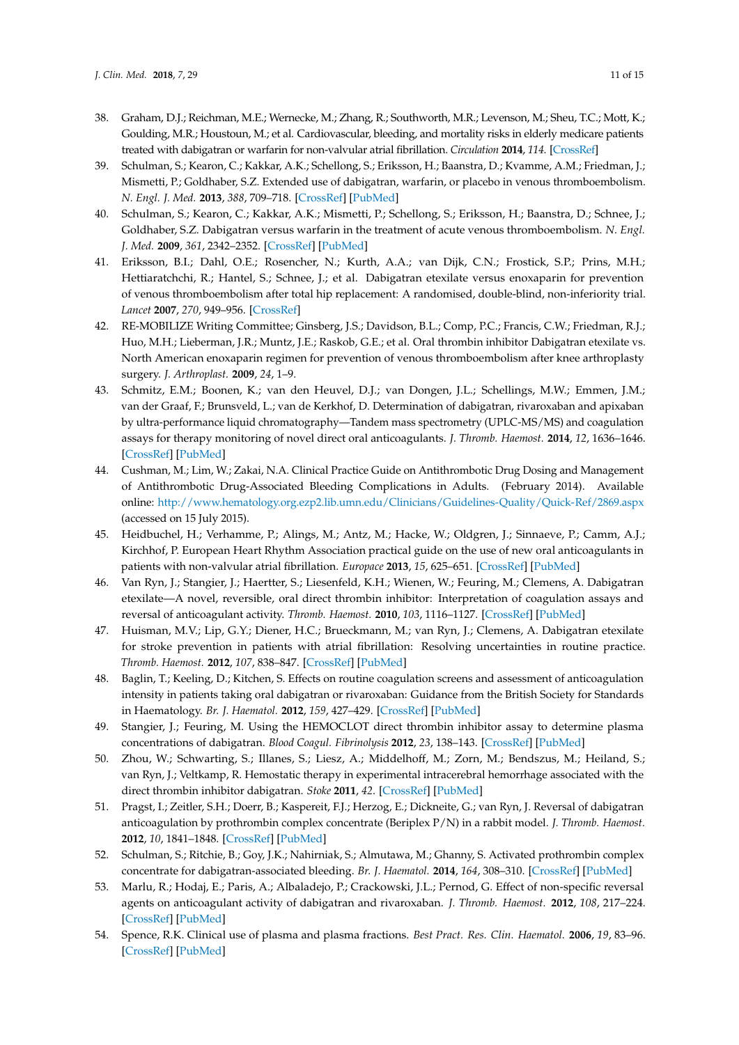38. Graham, D.J.; Reichman, M.E.; Wernecke, M.; Zhang, R.; Southworth, M.R.; Levenson, M.; Sheu, T.C.; Mott, K.; Goulding, M.R.; Houstoun, M.; et al. Cardiovascular, bleeding, and mortality risks in elderly medicare patients treated with dabigatran or warfarin for non-valvular atrial fibrillation. *Circulation* **2014**, *114*. [CrossRef]
39. Schulman, S.; Kearon, C.; Kakkar, A.K.; Schellong, S.; Eriksson, H.; Baanstra, D.; Kvamme, A.M.; Friedman, J.; Mismetti, P.; Goldhaber, S.Z. Extended use of dabigatran, warfarin, or placebo in venous thromboembolism. *N. Engl. J. Med.* **2013**, *388*, 709–718. [CrossRef] [PubMed]
40. Schulman, S.; Kearon, C.; Kakkar, A.K.; Mismetti, P.; Schellong, S.; Eriksson, H.; Baanstra, D.; Schnee, J.; Goldhaber, S.Z. Dabigatran versus warfarin in the treatment of acute venous thromboembolism. *N. Engl. J. Med.* **2009**, *361*, 2342–2352. [CrossRef] [PubMed]
41. Eriksson, B.I.; Dahl, O.E.; Rosencher, N.; Kurth, A.A.; van Dijk, C.N.; Frostick, S.P.; Prins, M.H.; Hettiaratchchi, R.; Hantel, S.; Schnee, J.; et al. Dabigatran etexilate versus enoxaparin for prevention of venous thromboembolism after total hip replacement: A randomised, double-blind, non-inferiority trial. *Lancet* **2007**, *270*, 949–956. [CrossRef]
42. RE-MOBILIZE Writing Committee; Ginsberg, J.S.; Davidson, B.L.; Comp, P.C.; Francis, C.W.; Friedman, R.J.; Huo, M.H.; Lieberman, J.R.; Muntz, J.E.; Raskob, G.E.; et al. Oral thrombin inhibitor Dabigatran etexilate vs. North American enoxaparin regimen for prevention of venous thromboembolism after knee arthroplasty surgery. *J. Arthroplast.* **2009**, *24*, 1–9.
43. Schmitz, E.M.; Boonen, K.; van den Heuvel, D.J.; van Dongen, J.L.; Schellings, M.W.; Emmen, J.M.; van der Graaf, F.; Brunsveld, L.; van de Kerkhof, D. Determination of dabigatran, rivaroxaban and apixaban by ultra-performance liquid chromatography—Tandem mass spectrometry (UPLC-MS/MS) and coagulation assays for therapy monitoring of novel direct oral anticoagulants. *J. Thromb. Haemost.* **2014**, *12*, 1636–1646. [CrossRef] [PubMed]
44. Cushman, M.; Lim, W.; Zakai, N.A. Clinical Practice Guide on Antithrombotic Drug Dosing and Management of Antithrombotic Drug-Associated Bleeding Complications in Adults. (February 2014). Available online: http://www.hematology.org.ezp2.lib.umn.edu/Clinicians/Guidelines-Quality/Quick-Ref/2869.aspx (accessed on 15 July 2015).
45. Heidbuchel, H.; Verhamme, P.; Alings, M.; Antz, M.; Hacke, W.; Oldgren, J.; Sinnaeve, P.; Camm, A.J.; Kirchhof, P. European Heart Rhythm Association practical guide on the use of new oral anticoagulants in patients with non-valvular atrial fibrillation. *Europace* **2013**, *15*, 625–651. [CrossRef] [PubMed]
46. Van Ryn, J.; Stangier, J.; Haertter, S.; Liesenfeld, K.H.; Wienen, W.; Feuring, M.; Clemens, A. Dabigatran etexilate—A novel, reversible, oral direct thrombin inhibitor: Interpretation of coagulation assays and reversal of anticoagulant activity. *Thromb. Haemost.* **2010**, *103*, 1116–1127. [CrossRef] [PubMed]
47. Huisman, M.V.; Lip, G.Y.; Diener, H.C.; Brueckmann, M.; van Ryn, J.; Clemens, A. Dabigatran etexilate for stroke prevention in patients with atrial fibrillation: Resolving uncertainties in routine practice. *Thromb. Haemost.* **2012**, *107*, 838–847. [CrossRef] [PubMed]
48. Baglin, T.; Keeling, D.; Kitchen, S. Effects on routine coagulation screens and assessment of anticoagulation intensity in patients taking oral dabigatran or rivaroxaban: Guidance from the British Society for Standards in Haematology. *Br. J. Haematol.* **2012**, *159*, 427–429. [CrossRef] [PubMed]
49. Stangier, J.; Feuring, M. Using the HEMOCLOT direct thrombin inhibitor assay to determine plasma concentrations of dabigatran. *Blood Coagul. Fibrinolysis* **2012**, *23*, 138–143. [CrossRef] [PubMed]
50. Zhou, W.; Schwarting, S.; Illanes, S.; Liesz, A.; Middelhoff, M.; Zorn, M.; Bendszus, M.; Heiland, S.; van Ryn, J.; Veltkamp, R. Hemostatic therapy in experimental intracerebral hemorrhage associated with the direct thrombin inhibitor dabigatran. *Stoke* **2011**, *42*. [CrossRef] [PubMed]
51. Pragst, I.; Zeitler, S.H.; Doerr, B.; Kaspereit, F.J.; Herzog, E.; Dickneite, G.; van Ryn, J. Reversal of dabigatran anticoagulation by prothrombin complex concentrate (Beriplex P/N) in a rabbit model. *J. Thromb. Haemost.* **2012**, *10*, 1841–1848. [CrossRef] [PubMed]
52. Schulman, S.; Ritchie, B.; Goy, J.K.; Nahirniak, S.; Almutawa, M.; Ghanny, S. Activated prothrombin complex concentrate for dabigatran-associated bleeding. *Br. J. Haematol.* **2014**, *164*, 308–310. [CrossRef] [PubMed]
53. Marlu, R.; Hodaj, E.; Paris, A.; Albaladejo, P.; Crackowski, J.L.; Pernod, G. Effect of non-specific reversal agents on anticoagulant activity of dabigatran and rivaroxaban. *J. Thromb. Haemost.* **2012**, *108*, 217–224. [CrossRef] [PubMed]
54. Spence, R.K. Clinical use of plasma and plasma fractions. *Best Pract. Res. Clin. Haematol.* **2006**, *19*, 83–96. [CrossRef] [PubMed]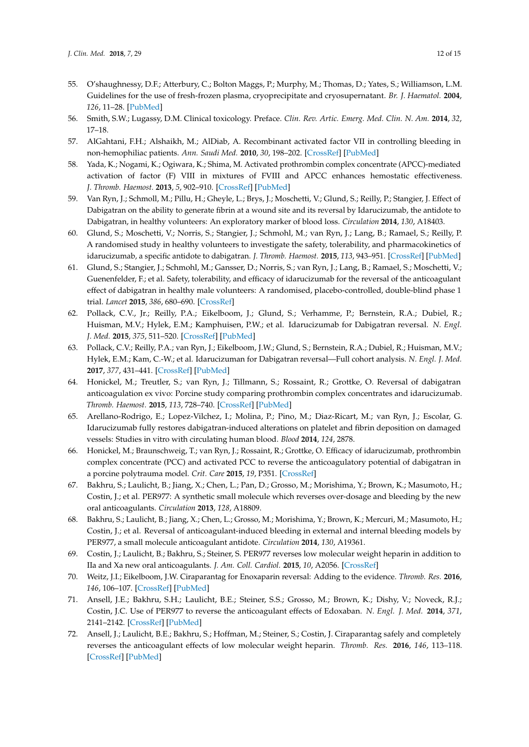55. O'shaughnessy, D.F.; Atterbury, C.; Bolton Maggs, P.; Murphy, M.; Thomas, D.; Yates, S.; Williamson, L.M. Guidelines for the use of fresh-frozen plasma, cryoprecipitate and cryosupernatant. *Br. J. Haematol.* **2004**, *126*, 11–28. [PubMed]
56. Smith, S.W.; Lugassy, D.M. Clinical toxicology. Preface. *Clin. Rev. Artic. Emerg. Med. Clin. N. Am.* **2014**, *32*, 17–18.
57. AlGahtani, F.H.; Alshaikh, M.; AlDiab, A. Recombinant activated factor VII in controlling bleeding in non-hemophiliac patients. *Ann. Saudi Med.* **2010**, *30*, 198–202. [CrossRef] [PubMed]
58. Yada, K.; Nogami, K.; Ogiwara, K.; Shima, M. Activated prothrombin complex concentrate (APCC)-mediated activation of factor (F) VIII in mixtures of FVIII and APCC enhances hemostatic effectiveness. *J. Thromb. Haemost.* **2013**, *5*, 902–910. [CrossRef] [PubMed]
59. Van Ryn, J.; Schmoll, M.; Pillu, H.; Gheyle, L.; Brys, J.; Moschetti, V.; Glund, S.; Reilly, P.; Stangier, J. Effect of Dabigatran on the ability to generate fibrin at a wound site and its reversal by Idarucizumab, the antidote to Dabigatran, in healthy volunteers: An exploratory marker of blood loss. *Circulation* **2014**, *130*, A18403.
60. Glund, S.; Moschetti, V.; Norris, S.; Stangier, J.; Schmohl, M.; van Ryn, J.; Lang, B.; Ramael, S.; Reilly, P. A randomised study in healthy volunteers to investigate the safety, tolerability, and pharmacokinetics of idarucizumab, a specific antidote to dabigatran. *J. Thromb. Haemost.* **2015**, *113*, 943–951. [CrossRef] [PubMed]
61. Glund, S.; Stangier, J.; Schmohl, M.; Gansser, D.; Norris, S.; van Ryn, J.; Lang, B.; Ramael, S.; Moschetti, V.; Guenenfelder, F.; et al. Safety, tolerability, and efficacy of idarucizumab for the reversal of the anticoagulant effect of dabigatran in healthy male volunteers: A randomised, placebo-controlled, double-blind phase 1 trial. *Lancet* **2015**, *386*, 680–690. [CrossRef]
62. Pollack, C.V., Jr.; Reilly, P.A.; Eikelboom, J.; Glund, S.; Verhamme, P.; Bernstein, R.A.; Dubiel, R.; Huisman, M.V.; Hylek, E.M.; Kamphuisen, P.W.; et al. Idarucizumab for Dabigatran reversal. *N. Engl. J. Med.* **2015**, *375*, 511–520. [CrossRef] [PubMed]
63. Pollack, C.V.; Reilly, P.A.; van Ryn, J.; Eikelboom, J.W.; Glund, S.; Bernstein, R.A.; Dubiel, R.; Huisman, M.V.; Hylek, E.M.; Kam, C.-W.; et al. Idarucizuman for Dabigatran reversal—Full cohort analysis. *N. Engl. J. Med.* **2017**, *377*, 431–441. [CrossRef] [PubMed]
64. Honickel, M.; Treutler, S.; van Ryn, J.; Tillmann, S.; Rossaint, R.; Grottke, O. Reversal of dabigatran anticoagulation ex vivo: Porcine study comparing prothrombin complex concentrates and idarucizumab. *Thromb. Haemost.* **2015**, *113*, 728–740. [CrossRef] [PubMed]
65. Arellano-Rodrigo, E.; Lopez-Vilchez, I.; Molina, P.; Pino, M.; Diaz-Ricart, M.; van Ryn, J.; Escolar, G. Idarucizumab fully restores dabigatran-induced alterations on platelet and fibrin deposition on damaged vessels: Studies in vitro with circulating human blood. *Blood* **2014**, *124*, 2878.
66. Honickel, M.; Braunschweig, T.; van Ryn, J.; Rossaint, R.; Grottke, O. Efficacy of idarucizumab, prothrombin complex concentrate (PCC) and activated PCC to reverse the anticoagulatory potential of dabigatran in a porcine polytrauma model. *Crit. Care* **2015**, *19*, P351. [CrossRef]
67. Bakhru, S.; Laulicht, B.; Jiang, X.; Chen, L.; Pan, D.; Grosso, M.; Morishima, Y.; Brown, K.; Masumoto, H.; Costin, J.; et al. PER977: A synthetic small molecule which reverses over-dosage and bleeding by the new oral anticoagulants. *Circulation* **2013**, *128*, A18809.
68. Bakhru, S.; Laulicht, B.; Jiang, X.; Chen, L.; Grosso, M.; Morishima, Y.; Brown, K.; Mercuri, M.; Masumoto, H.; Costin, J.; et al. Reversal of anticoagulant-induced bleeding in external and internal bleeding models by PER977, a small molecule anticoagulant antidote. *Circulation* **2014**, *130*, A19361.
69. Costin, J.; Laulicht, B.; Bakhru, S.; Steiner, S. PER977 reverses low molecular weight heparin in addition to IIa and Xa new oral anticoagulants. *J. Am. Coll. Cardiol.* **2015**, *10*, A2056. [CrossRef]
70. Weitz, J.I.; Eikelboom, J.W. Ciraparantag for Enoxaparin reversal: Adding to the evidence. *Thromb. Res.* **2016**, *146*, 106–107. [CrossRef] [PubMed]
71. Ansell, J.E.; Bakhru, S.H.; Laulicht, B.E.; Steiner, S.S.; Grosso, M.; Brown, K.; Dishy, V.; Noveck, R.J.; Costin, J.C. Use of PER977 to reverse the anticoagulant effects of Edoxaban. *N. Engl. J. Med.* **2014**, *371*, 2141–2142. [CrossRef] [PubMed]
72. Ansell, J.; Laulicht, B.E.; Bakhru, S.; Hoffman, M.; Steiner, S.; Costin, J. Ciraparantag safely and completely reverses the anticoagulant effects of low molecular weight heparin. *Thromb. Res.* **2016**, *146*, 113–118. [CrossRef] [PubMed]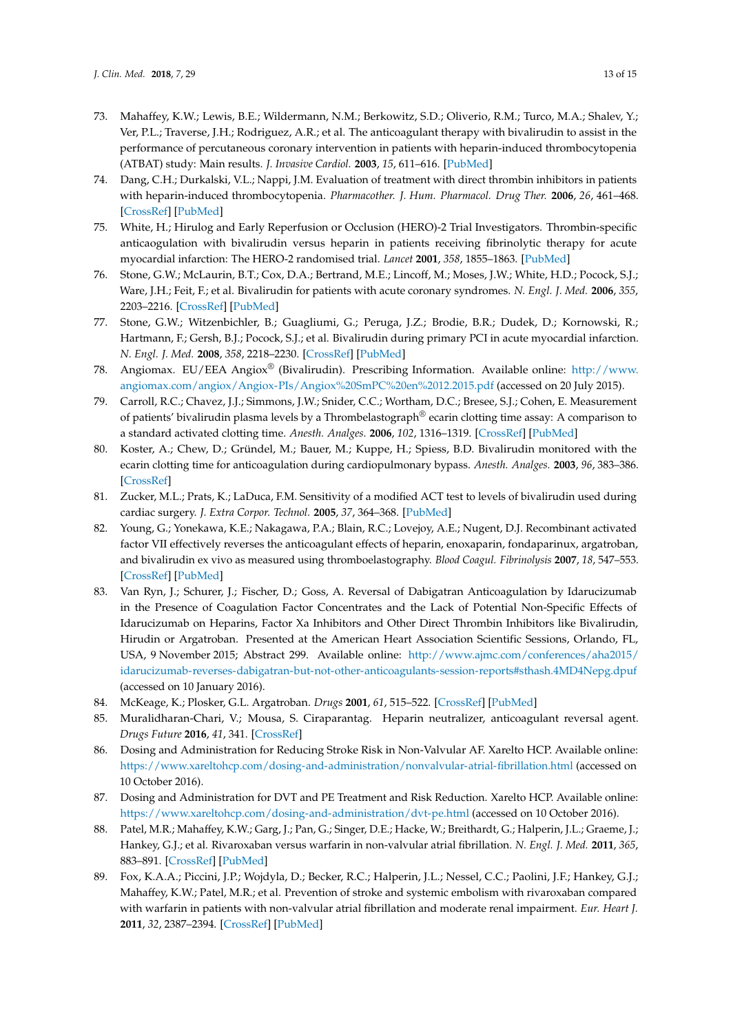73. Mahaffey, K.W.; Lewis, B.E.; Wildermann, N.M.; Berkowitz, S.D.; Oliverio, R.M.; Turco, M.A.; Shalev, Y.; Ver, P.L.; Traverse, J.H.; Rodriguez, A.R.; et al. The anticoagulant therapy with bivalirudin to assist in the performance of percutaneous coronary intervention in patients with heparin-induced thrombocytopenia (ATBAT) study: Main results. *J. Invasive Cardiol.* **2003**, *15*, 611–616. [PubMed]
74. Dang, C.H.; Durkalski, V.L.; Nappi, J.M. Evaluation of treatment with direct thrombin inhibitors in patients with heparin-induced thrombocytopenia. *Pharmacother. J. Hum. Pharmacol. Drug Ther.* **2006**, *26*, 461–468. [CrossRef] [PubMed]
75. White, H.; Hirulog and Early Reperfusion or Occlusion (HERO)-2 Trial Investigators. Thrombin-specific anticoagulation with bivalirudin versus heparin in patients receiving fibrinolytic therapy for acute myocardial infarction: The HERO-2 randomised trial. *Lancet* **2001**, *358*, 1855–1863. [PubMed]
76. Stone, G.W.; McLaurin, B.T.; Cox, D.A.; Bertrand, M.E.; Lincoff, M.; Moses, J.W.; White, H.D.; Pocock, S.J.; Ware, J.H.; Feit, F.; et al. Bivalirudin for patients with acute coronary syndromes. *N. Engl. J. Med.* **2006**, *355*, 2203–2216. [CrossRef] [PubMed]
77. Stone, G.W.; Witzenbichler, B.; Guagliumi, G.; Peruga, J.Z.; Brodie, B.R.; Dudek, D.; Kornowski, R.; Hartmann, F.; Gersh, B.J.; Pocock, S.J.; et al. Bivalirudin during primary PCI in acute myocardial infarction. *N. Engl. J. Med.* **2008**, *358*, 2218–2230. [CrossRef] [PubMed]
78. Angiomax. EU/EEA Angiox® (Bivalirudin). Prescribing Information. Available online: http://www.angiomax.com/angiox/Angiox-PIs/Angiox%20SmPC%20en%2012.2015.pdf (accessed on 20 July 2015).
79. Carroll, R.C.; Chavez, J.J.; Simmons, J.W.; Snider, C.C.; Wortham, D.C.; Bresee, S.J.; Cohen, E. Measurement of patients' bivalirudin plasma levels by a Thrombelastograph® ecarin clotting time assay: A comparison to a standard activated clotting time. *Anesth. Analges.* **2006**, *102*, 1316–1319. [CrossRef] [PubMed]
80. Koster, A.; Chew, D.; Gründel, M.; Bauer, M.; Kuppe, H.; Spiess, B.D. Bivalirudin monitored with the ecarin clotting time for anticoagulation during cardiopulmonary bypass. *Anesth. Analges.* **2003**, *96*, 383–386. [CrossRef]
81. Zucker, M.L.; Prats, K.; LaDuca, F.M. Sensitivity of a modified ACT test to levels of bivalirudin used during cardiac surgery. *J. Extra Corpor. Technol.* **2005**, *37*, 364–368. [PubMed]
82. Young, G.; Yonekawa, K.E.; Nakagawa, P.A.; Blain, R.C.; Lovejoy, A.E.; Nugent, D.J. Recombinant activated factor VII effectively reverses the anticoagulant effects of heparin, enoxaparin, fondaparinux, argatroban, and bivalirudin ex vivo as measured using thromboelastography. *Blood Coagul. Fibrinolysis* **2007**, *18*, 547–553. [CrossRef] [PubMed]
83. Van Ryn, J.; Schurer, J.; Fischer, D.; Goss, A. Reversal of Dabigatran Anticoagulation by Idarucizumab in the Presence of Coagulation Factor Concentrates and the Lack of Potential Non-Specific Effects of Idarucizumab on Heparins, Factor Xa Inhibitors and Other Direct Thrombin Inhibitors like Bivalirudin, Hirudin or Argatroban. Presented at the American Heart Association Scientific Sessions, Orlando, FL, USA, 9 November 2015; Abstract 299. Available online: http://www.ajmc.com/conferences/aha2015/idarucizumab-reverses-dabigatran-but-not-other-anticoagulants-session-reports#sthash.4MD4Nepg.dpuf (accessed on 10 January 2016).
84. McKeage, K.; Plosker, G.L. Argatroban. *Drugs* **2001**, *61*, 515–522. [CrossRef] [PubMed]
85. Muralidharan-Chari, V.; Mousa, S. Ciraparantag. Heparin neutralizer, anticoagulant reversal agent. *Drugs Future* **2016**, *41*, 341. [CrossRef]
86. Dosing and Administration for Reducing Stroke Risk in Non-Valvular AF. Xarelto HCP. Available online: https://www.xareltohcp.com/dosing-and-administration/nonvalvular-atrial-fibrillation.html (accessed on 10 October 2016).
87. Dosing and Administration for DVT and PE Treatment and Risk Reduction. Xarelto HCP. Available online: https://www.xareltohcp.com/dosing-and-administration/dvt-pe.html (accessed on 10 October 2016).
88. Patel, M.R.; Mahaffey, K.W.; Garg, J.; Pan, G.; Singer, D.E.; Hacke, W.; Breithardt, G.; Halperin, J.L.; Graeme, J.; Hankey, G.J.; et al. Rivaroxaban versus warfarin in non-valvular atrial fibrillation. *N. Engl. J. Med.* **2011**, *365*, 883–891. [CrossRef] [PubMed]
89. Fox, K.A.A.; Piccini, J.P.; Wojdyla, D.; Becker, R.C.; Halperin, J.L.; Nessel, C.C.; Paolini, J.F.; Hankey, G.J.; Mahaffey, K.W.; Patel, M.R.; et al. Prevention of stroke and systemic embolism with rivaroxaban compared with warfarin in patients with non-valvular atrial fibrillation and moderate renal impairment. *Eur. Heart J.* **2011**, *32*, 2387–2394. [CrossRef] [PubMed]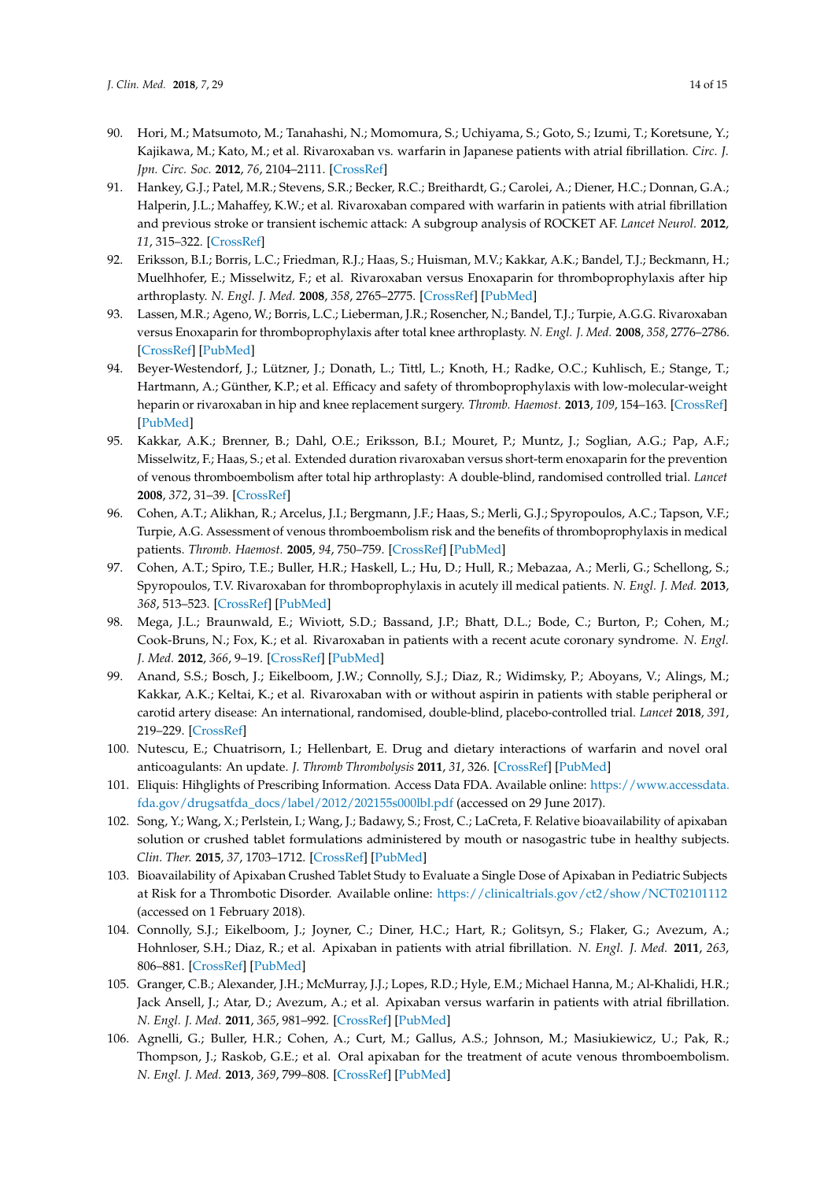90. Hori, M.; Matsumoto, M.; Tanahashi, N.; Momomura, S.; Uchiyama, S.; Goto, S.; Izumi, T.; Koretsune, Y.; Kajikawa, M.; Kato, M.; et al. Rivaroxaban vs. warfarin in Japanese patients with atrial fibrillation. *Circ. J. Jpn. Circ. Soc.* **2012**, *76*, 2104–2111. [CrossRef]
91. Hankey, G.J.; Patel, M.R.; Stevens, S.R.; Becker, R.C.; Breithardt, G.; Carolei, A.; Diener, H.C.; Donnan, G.A.; Halperin, J.L.; Mahaffey, K.W.; et al. Rivaroxaban compared with warfarin in patients with atrial fibrillation and previous stroke or transient ischemic attack: A subgroup analysis of ROCKET AF. *Lancet Neurol.* **2012**, *11*, 315–322. [CrossRef]
92. Eriksson, B.I.; Borris, L.C.; Friedman, R.J.; Haas, S.; Huisman, M.V.; Kakkar, A.K.; Bandel, T.J.; Beckmann, H.; Muelhhofer, E.; Misselwitz, F.; et al. Rivaroxaban versus Enoxaparin for thromboprophylaxis after hip arthroplasty. *N. Engl. J. Med.* **2008**, *358*, 2765–2775. [CrossRef] [PubMed]
93. Lassen, M.R.; Ageno, W.; Borris, L.C.; Lieberman, J.R.; Rosencher, N.; Bandel, T.J.; Turpie, A.G.G. Rivaroxaban versus Enoxaparin for thromboprophylaxis after total knee arthroplasty. *N. Engl. J. Med.* **2008**, *358*, 2776–2786. [CrossRef] [PubMed]
94. Beyer-Westendorf, J.; Lützner, J.; Donath, L.; Tittl, L.; Knoth, H.; Radke, O.C.; Kuhlisch, E.; Stange, T.; Hartmann, A.; Günther, K.P.; et al. Efficacy and safety of thromboprophylaxis with low-molecular-weight heparin or rivaroxaban in hip and knee replacement surgery. *Thromb. Haemost.* **2013**, *109*, 154–163. [CrossRef] [PubMed]
95. Kakkar, A.K.; Brenner, B.; Dahl, O.E.; Eriksson, B.I.; Mouret, P.; Muntz, J.; Soglian, A.G.; Pap, A.F.; Misselwitz, F.; Haas, S.; et al. Extended duration rivaroxaban versus short-term enoxaparin for the prevention of venous thromboembolism after total hip arthroplasty: A double-blind, randomised controlled trial. *Lancet* **2008**, *372*, 31–39. [CrossRef]
96. Cohen, A.T.; Alikhan, R.; Arcelus, J.I.; Bergmann, J.F.; Haas, S.; Merli, G.J.; Spyropoulos, A.C.; Tapson, V.F.; Turpie, A.G. Assessment of venous thromboembolism risk and the benefits of thromboprophylaxis in medical patients. *Thromb. Haemost.* **2005**, *94*, 750–759. [CrossRef] [PubMed]
97. Cohen, A.T.; Spiro, T.E.; Buller, H.R.; Haskell, L.; Hu, D.; Hull, R.; Mebazaa, A.; Merli, G.; Schellong, S.; Spyropoulos, T.V. Rivaroxaban for thromboprophylaxis in acutely ill medical patients. *N. Engl. J. Med.* **2013**, *368*, 513–523. [CrossRef] [PubMed]
98. Mega, J.L.; Braunwald, E.; Wiviott, S.D.; Bassand, J.P.; Bhatt, D.L.; Bode, C.; Burton, P.; Cohen, M.; Cook-Bruns, N.; Fox, K.; et al. Rivaroxaban in patients with a recent acute coronary syndrome. *N. Engl. J. Med.* **2012**, *366*, 9–19. [CrossRef] [PubMed]
99. Anand, S.S.; Bosch, J.; Eikelboom, J.W.; Connolly, S.J.; Diaz, R.; Widimsky, P.; Aboyans, V.; Alings, M.; Kakkar, A.K.; Keltai, K.; et al. Rivaroxaban with or without aspirin in patients with stable peripheral or carotid artery disease: An international, randomised, double-blind, placebo-controlled trial. *Lancet* **2018**, *391*, 219–229. [CrossRef]
100. Nutescu, E.; Chuatrisorn, I.; Hellenbart, E. Drug and dietary interactions of warfarin and novel oral anticoagulants: An update. *J. Thromb Thrombolysis* **2011**, *31*, 326. [CrossRef] [PubMed]
101. Eliquis: Hihglights of Prescribing Information. Access Data FDA. Available online: https://www.accessdata.fda.gov/drugsatfda_docs/label/2012/202155s000lbl.pdf (accessed on 29 June 2017).
102. Song, Y.; Wang, X.; Perlstein, I.; Wang, J.; Badawy, S.; Frost, C.; LaCreta, F. Relative bioavailability of apixaban solution or crushed tablet formulations administered by mouth or nasogastric tube in healthy subjects. *Clin. Ther.* **2015**, *37*, 1703–1712. [CrossRef] [PubMed]
103. Bioavailability of Apixaban Crushed Tablet Study to Evaluate a Single Dose of Apixaban in Pediatric Subjects at Risk for a Thrombotic Disorder. Available online: https://clinicaltrials.gov/ct2/show/NCT02101112 (accessed on 1 February 2018).
104. Connolly, S.J.; Eikelboom, J.; Joyner, C.; Diner, H.C.; Hart, R.; Golitsyn, S.; Flaker, G.; Avezum, A.; Hohnloser, S.H.; Diaz, R.; et al. Apixaban in patients with atrial fibrillation. *N. Engl. J. Med.* **2011**, *263*, 806–881. [CrossRef] [PubMed]
105. Granger, C.B.; Alexander, J.H.; McMurray, J.J.; Lopes, R.D.; Hyle, E.M.; Michael Hanna, M.; Al-Khalidi, H.R.; Jack Ansell, J.; Atar, D.; Avezum, A.; et al. Apixaban versus warfarin in patients with atrial fibrillation. *N. Engl. J. Med.* **2011**, *365*, 981–992. [CrossRef] [PubMed]
106. Agnelli, G.; Buller, H.R.; Cohen, A.; Curt, M.; Gallus, A.S.; Johnson, M.; Masiukiewicz, U.; Pak, R.; Thompson, J.; Raskob, G.E.; et al. Oral apixaban for the treatment of acute venous thromboembolism. *N. Engl. J. Med.* **2013**, *369*, 799–808. [CrossRef] [PubMed]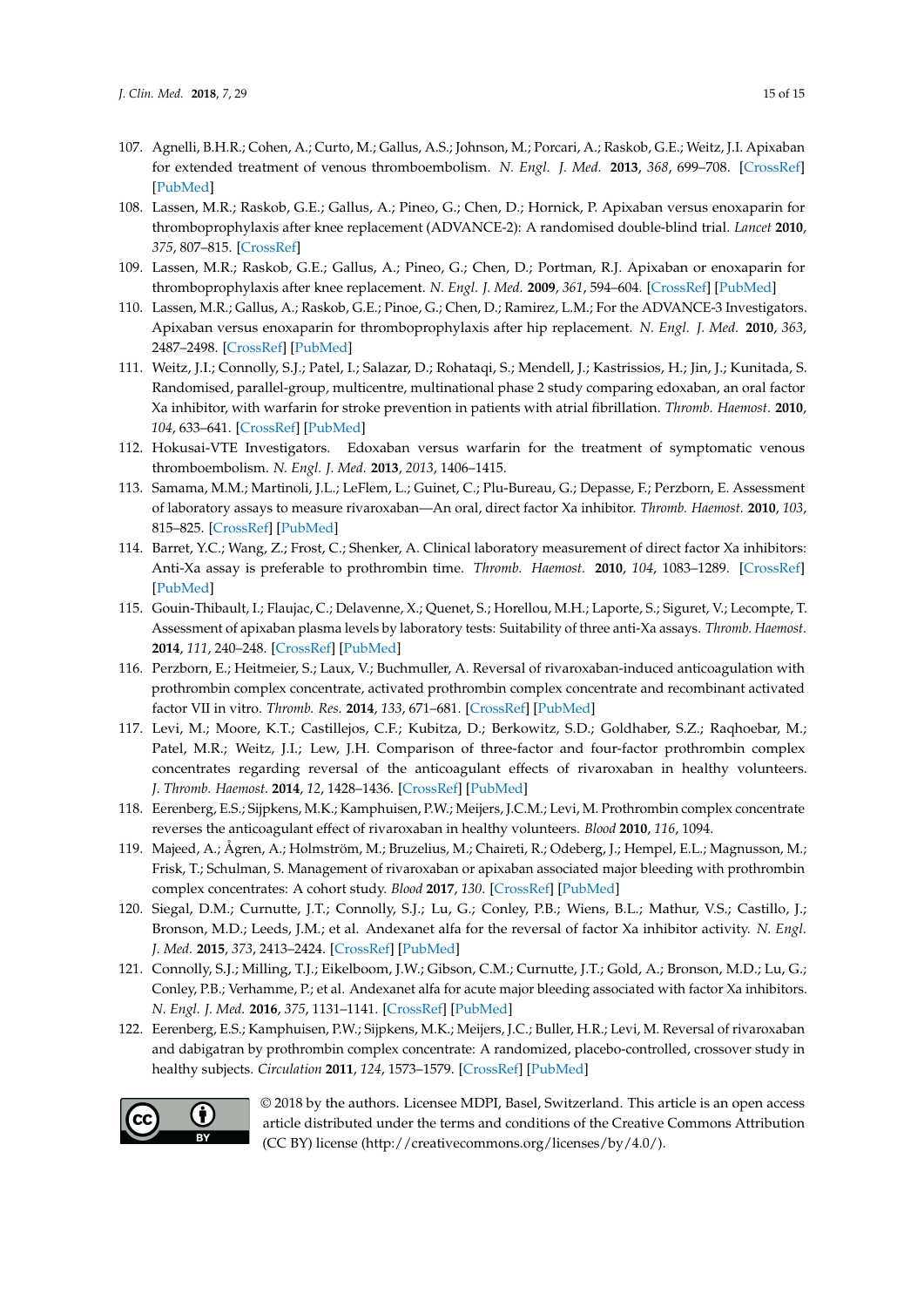107. Agnelli, B.H.R.; Cohen, A.; Curto, M.; Gallus, A.S.; Johnson, M.; Porcari, A.; Raskob, G.E.; Weitz, J.I. Apixaban for extended treatment of venous thromboembolism. *N. Engl. J. Med.* **2013**, *368*, 699–708. [CrossRef] [PubMed]
108. Lassen, M.R.; Raskob, G.E.; Gallus, A.; Pineo, G.; Chen, D.; Hornick, P. Apixaban versus enoxaparin for thromboprophylaxis after knee replacement (ADVANCE-2): A randomised double-blind trial. *Lancet* **2010**, *375*, 807–815. [CrossRef]
109. Lassen, M.R.; Raskob, G.E.; Gallus, A.; Pineo, G.; Chen, D.; Portman, R.J. Apixaban or enoxaparin for thromboprophylaxis after knee replacement. *N. Engl. J. Med.* **2009**, *361*, 594–604. [CrossRef] [PubMed]
110. Lassen, M.R.; Gallus, A.; Raskob, G.E.; Pinoe, G.; Chen, D.; Ramirez, L.M.; For the ADVANCE-3 Investigators. Apixaban versus enoxaparin for thromboprophylaxis after hip replacement. *N. Engl. J. Med.* **2010**, *363*, 2487–2498. [CrossRef] [PubMed]
111. Weitz, J.I.; Connolly, S.J.; Patel, I.; Salazar, D.; Rohataqi, S.; Mendell, J.; Kastrissios, H.; Jin, J.; Kunitada, S. Randomised, parallel-group, multicentre, multinational phase 2 study comparing edoxaban, an oral factor Xa inhibitor, with warfarin for stroke prevention in patients with atrial fibrillation. *Thromb. Haemost.* **2010**, *104*, 633–641. [CrossRef] [PubMed]
112. Hokusai-VTE Investigators. Edoxaban versus warfarin for the treatment of symptomatic venous thromboembolism. *N. Engl. J. Med.* **2013**, *2013*, 1406–1415.
113. Samama, M.M.; Martinoli, J.L.; LeFlem, L.; Guinet, C.; Plu-Bureau, G.; Depasse, F.; Perzborn, E. Assessment of laboratory assays to measure rivaroxaban—An oral, direct factor Xa inhibitor. *Thromb. Haemost.* **2010**, *103*, 815–825. [CrossRef] [PubMed]
114. Barret, Y.C.; Wang, Z.; Frost, C.; Shenker, A. Clinical laboratory measurement of direct factor Xa inhibitors: Anti-Xa assay is preferable to prothrombin time. *Thromb. Haemost.* **2010**, *104*, 1083–1289. [CrossRef] [PubMed]
115. Gouin-Thibault, I.; Flaujac, C.; Delavenne, X.; Quenet, S.; Horellou, M.H.; Laporte, S.; Siguret, V.; Lecompte, T. Assessment of apixaban plasma levels by laboratory tests: Suitability of three anti-Xa assays. *Thromb. Haemost.* **2014**, *111*, 240–248. [CrossRef] [PubMed]
116. Perzborn, E.; Heitmeier, S.; Laux, V.; Buchmuller, A. Reversal of rivaroxaban-induced anticoagulation with prothrombin complex concentrate, activated prothrombin complex concentrate and recombinant activated factor VII in vitro. *Thromb. Res.* **2014**, *133*, 671–681. [CrossRef] [PubMed]
117. Levi, M.; Moore, K.T.; Castillejos, C.F.; Kubitza, D.; Berkowitz, S.D.; Goldhaber, S.Z.; Raqhoebar, M.; Patel, M.R.; Weitz, J.I.; Lew, J.H. Comparison of three-factor and four-factor prothrombin complex concentrates regarding reversal of the anticoagulant effects of rivaroxaban in healthy volunteers. *J. Thromb. Haemost.* **2014**, *12*, 1428–1436. [CrossRef] [PubMed]
118. Eerenberg, E.S.; Sijpkens, M.K.; Kamphuisen, P.W.; Meijers, J.C.M.; Levi, M. Prothrombin complex concentrate reverses the anticoagulant effect of rivaroxaban in healthy volunteers. *Blood* **2010**, *116*, 1094.
119. Majeed, A.; Ågren, A.; Holmström, M.; Bruzelius, M.; Chaireti, R.; Odeberg, J.; Hempel, E.L.; Magnusson, M.; Frisk, T.; Schulman, S. Management of rivaroxaban or apixaban associated major bleeding with prothrombin complex concentrates: A cohort study. *Blood* **2017**, *130*. [CrossRef] [PubMed]
120. Siegal, D.M.; Curnutte, J.T.; Connolly, S.J.; Lu, G.; Conley, P.B.; Wiens, B.L.; Mathur, V.S.; Castillo, J.; Bronson, M.D.; Leeds, J.M.; et al. Andexanet alfa for the reversal of factor Xa inhibitor activity. *N. Engl. J. Med.* **2015**, *373*, 2413–2424. [CrossRef] [PubMed]
121. Connolly, S.J.; Milling, T.J.; Eikelboom, J.W.; Gibson, C.M.; Curnutte, J.T.; Gold, A.; Bronson, M.D.; Lu, G.; Conley, P.B.; Verhamme, P.; et al. Andexanet alfa for acute major bleeding associated with factor Xa inhibitors. *N. Engl. J. Med.* **2016**, *375*, 1131–1141. [CrossRef] [PubMed]
122. Eerenberg, E.S.; Kamphuisen, P.W.; Sijpkens, M.K.; Meijers, J.C.; Buller, H.R.; Levi, M. Reversal of rivaroxaban and dabigatran by prothrombin complex concentrate: A randomized, placebo-controlled, crossover study in healthy subjects. *Circulation* **2011**, *124*, 1573–1579. [CrossRef] [PubMed]

© 2018 by the authors. Licensee MDPI, Basel, Switzerland. This article is an open access article distributed under the terms and conditions of the Creative Commons Attribution (CC BY) license (http://creativecommons.org/licenses/by/4.0/).